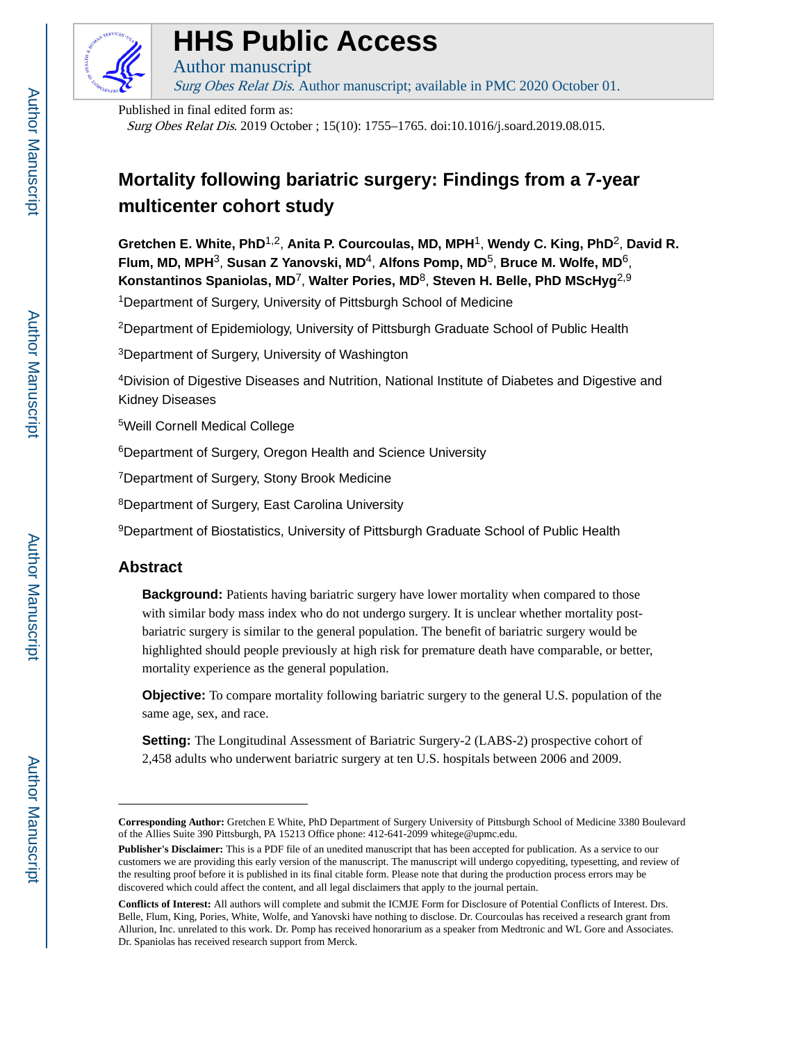# HHS Public Access

Author manuscript

*Surg Obes Relat Dis*. Author manuscript; available in PMC 2020 October 01.

Published in final edited form as:

*Surg Obes Relat Dis*. 2019 October ; 15(10): 1755–1765. doi:10.1016/j.soard.2019.08.015.

# Mortality following bariatric surgery: Findings from a 7-year multicenter cohort study

**Gretchen E. White, PhD**[1,2], **Anita P. Courcoulas, MD, MPH**[1], **Wendy C. King, PhD**[2], **David R. Flum, MD, MPH**[3], **Susan Z Yanovski, MD**[4], **Alfons Pomp, MD**[5], **Bruce M. Wolfe, MD**[6], **Konstantinos Spaniolas, MD**[7], **Walter Pories, MD**[8], **Steven H. Belle, PhD MScHyg**[2,9]

[1]Department of Surgery, University of Pittsburgh School of Medicine

[2]Department of Epidemiology, University of Pittsburgh Graduate School of Public Health

[3]Department of Surgery, University of Washington

[4]Division of Digestive Diseases and Nutrition, National Institute of Diabetes and Digestive and Kidney Diseases

[5]Weill Cornell Medical College

[6]Department of Surgery, Oregon Health and Science University

[7]Department of Surgery, Stony Brook Medicine

[8]Department of Surgery, East Carolina University

[9]Department of Biostatistics, University of Pittsburgh Graduate School of Public Health

## Abstract

**Background:** Patients having bariatric surgery have lower mortality when compared to those with similar body mass index who do not undergo surgery. It is unclear whether mortality post-bariatric surgery is similar to the general population. The benefit of bariatric surgery would be highlighted should people previously at high risk for premature death have comparable, or better, mortality experience as the general population.

**Objective:** To compare mortality following bariatric surgery to the general U.S. population of the same age, sex, and race.

**Setting:** The Longitudinal Assessment of Bariatric Surgery-2 (LABS-2) prospective cohort of 2,458 adults who underwent bariatric surgery at ten U.S. hospitals between 2006 and 2009.

---

**Corresponding Author:** Gretchen E White, PhD Department of Surgery University of Pittsburgh School of Medicine 3380 Boulevard of the Allies Suite 390 Pittsburgh, PA 15213 Office phone: 412-641-2099 whitege@upmc.edu.

**Publisher's Disclaimer:** This is a PDF file of an unedited manuscript that has been accepted for publication. As a service to our customers we are providing this early version of the manuscript. The manuscript will undergo copyediting, typesetting, and review of the resulting proof before it is published in its final citable form. Please note that during the production process errors may be discovered which could affect the content, and all legal disclaimers that apply to the journal pertain.

**Conflicts of Interest:** All authors will complete and submit the ICMJE Form for Disclosure of Potential Conflicts of Interest. Drs. Belle, Flum, King, Pories, White, Wolfe, and Yanovski have nothing to disclose. Dr. Courcoulas has received a research grant from Allurion, Inc. unrelated to this work. Dr. Pomp has received honorarium as a speaker from Medtronic and WL Gore and Associates. Dr. Spaniolas has received research support from Merck.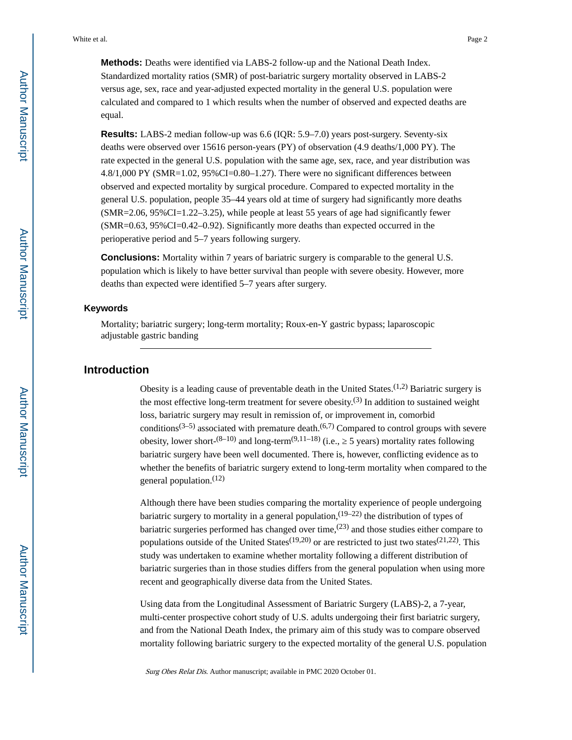**Methods:** Deaths were identified via LABS-2 follow-up and the National Death Index. Standardized mortality ratios (SMR) of post-bariatric surgery mortality observed in LABS-2 versus age, sex, race and year-adjusted expected mortality in the general U.S. population were calculated and compared to 1 which results when the number of observed and expected deaths are equal.

**Results:** LABS-2 median follow-up was 6.6 (IQR: 5.9–7.0) years post-surgery. Seventy-six deaths were observed over 15616 person-years (PY) of observation (4.9 deaths/1,000 PY). The rate expected in the general U.S. population with the same age, sex, race, and year distribution was 4.8/1,000 PY (SMR=1.02, 95%CI=0.80–1.27). There were no significant differences between observed and expected mortality by surgical procedure. Compared to expected mortality in the general U.S. population, people 35–44 years old at time of surgery had significantly more deaths (SMR=2.06, 95%CI=1.22–3.25), while people at least 55 years of age had significantly fewer (SMR=0.63, 95%CI=0.42–0.92). Significantly more deaths than expected occurred in the perioperative period and 5–7 years following surgery.

**Conclusions:** Mortality within 7 years of bariatric surgery is comparable to the general U.S. population which is likely to have better survival than people with severe obesity. However, more deaths than expected were identified 5–7 years after surgery.

### Keywords

Mortality; bariatric surgery; long-term mortality; Roux-en-Y gastric bypass; laparoscopic adjustable gastric banding

## Introduction

Obesity is a leading cause of preventable death in the United States.[1,2] Bariatric surgery is the most effective long-term treatment for severe obesity.[3] In addition to sustained weight loss, bariatric surgery may result in remission of, or improvement in, comorbid conditions[3–5] associated with premature death.[6,7] Compared to control groups with severe obesity, lower short-[8–10] and long-term[9,11–18] (i.e., ≥ 5 years) mortality rates following bariatric surgery have been well documented. There is, however, conflicting evidence as to whether the benefits of bariatric surgery extend to long-term mortality when compared to the general population.[12]

Although there have been studies comparing the mortality experience of people undergoing bariatric surgery to mortality in a general population,[19–22] the distribution of types of bariatric surgeries performed has changed over time,[23] and those studies either compare to populations outside of the United States[19,20] or are restricted to just two states[21,22]. This study was undertaken to examine whether mortality following a different distribution of bariatric surgeries than in those studies differs from the general population when using more recent and geographically diverse data from the United States.

Using data from the Longitudinal Assessment of Bariatric Surgery (LABS)-2, a 7-year, multi-center prospective cohort study of U.S. adults undergoing their first bariatric surgery, and from the National Death Index, the primary aim of this study was to compare observed mortality following bariatric surgery to the expected mortality of the general U.S. population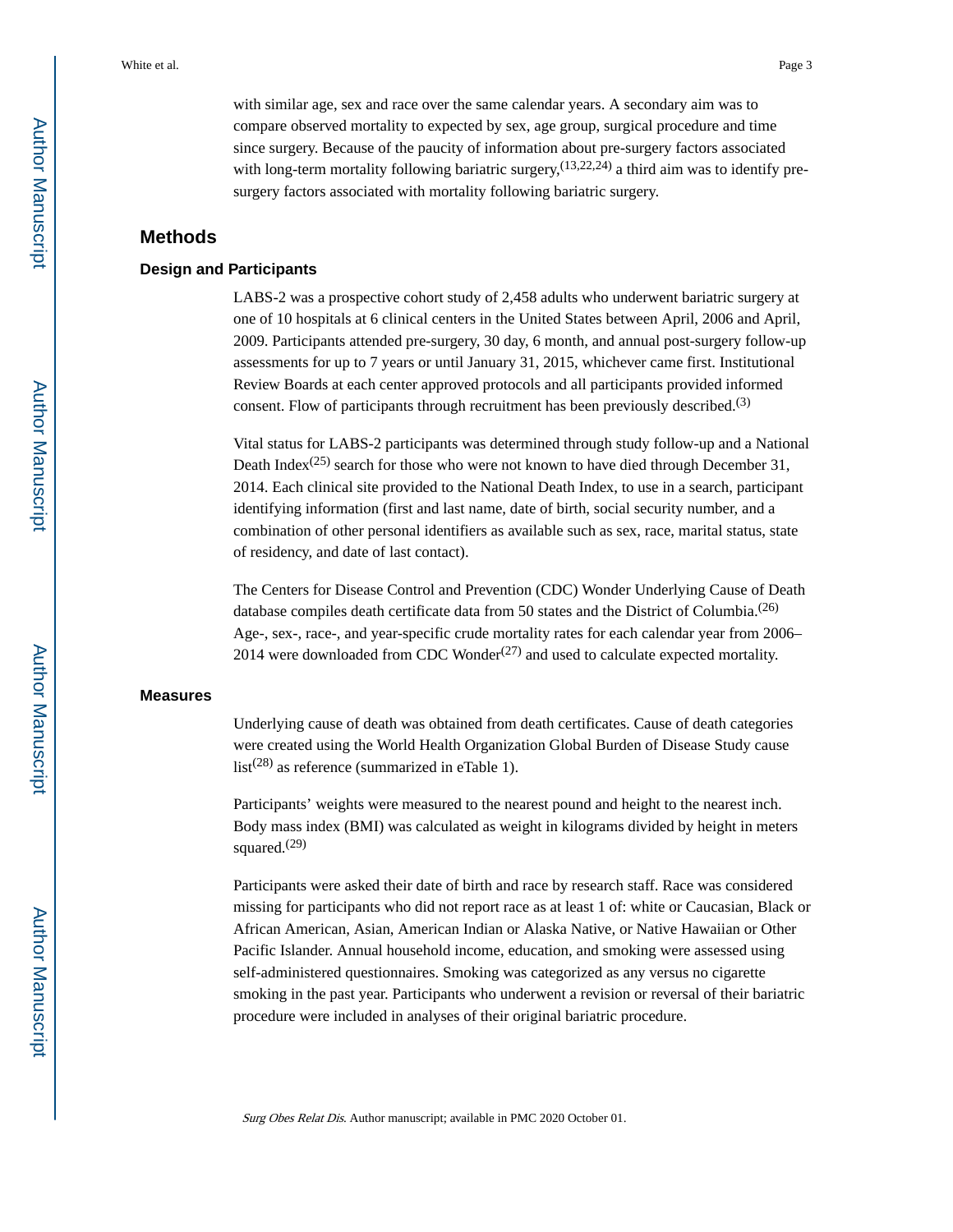with similar age, sex and race over the same calendar years. A secondary aim was to compare observed mortality to expected by sex, age group, surgical procedure and time since surgery. Because of the paucity of information about pre-surgery factors associated with long-term mortality following bariatric surgery,[13,22,24] a third aim was to identify pre-surgery factors associated with mortality following bariatric surgery.

## Methods

### Design and Participants

LABS-2 was a prospective cohort study of 2,458 adults who underwent bariatric surgery at one of 10 hospitals at 6 clinical centers in the United States between April, 2006 and April, 2009. Participants attended pre-surgery, 30 day, 6 month, and annual post-surgery follow-up assessments for up to 7 years or until January 31, 2015, whichever came first. Institutional Review Boards at each center approved protocols and all participants provided informed consent. Flow of participants through recruitment has been previously described.[3]

Vital status for LABS-2 participants was determined through study follow-up and a National Death Index[25] search for those who were not known to have died through December 31, 2014. Each clinical site provided to the National Death Index, to use in a search, participant identifying information (first and last name, date of birth, social security number, and a combination of other personal identifiers as available such as sex, race, marital status, state of residency, and date of last contact).

The Centers for Disease Control and Prevention (CDC) Wonder Underlying Cause of Death database compiles death certificate data from 50 states and the District of Columbia.[26] Age-, sex-, race-, and year-specific crude mortality rates for each calendar year from 2006–2014 were downloaded from CDC Wonder[27] and used to calculate expected mortality.

### Measures

Underlying cause of death was obtained from death certificates. Cause of death categories were created using the World Health Organization Global Burden of Disease Study cause list[28] as reference (summarized in eTable 1).

Participants' weights were measured to the nearest pound and height to the nearest inch. Body mass index (BMI) was calculated as weight in kilograms divided by height in meters squared.[29]

Participants were asked their date of birth and race by research staff. Race was considered missing for participants who did not report race as at least 1 of: white or Caucasian, Black or African American, Asian, American Indian or Alaska Native, or Native Hawaiian or Other Pacific Islander. Annual household income, education, and smoking were assessed using self-administered questionnaires. Smoking was categorized as any versus no cigarette smoking in the past year. Participants who underwent a revision or reversal of their bariatric procedure were included in analyses of their original bariatric procedure.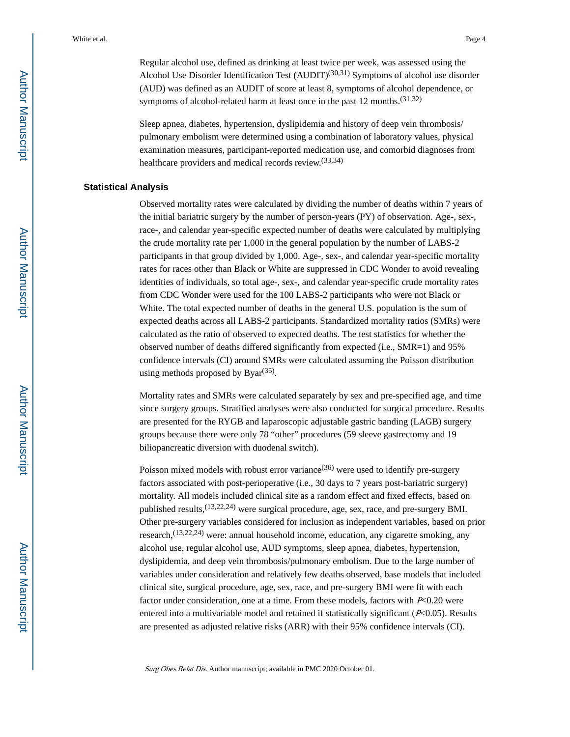Regular alcohol use, defined as drinking at least twice per week, was assessed using the Alcohol Use Disorder Identification Test (AUDIT)[30,31] Symptoms of alcohol use disorder (AUD) was defined as an AUDIT of score at least 8, symptoms of alcohol dependence, or symptoms of alcohol-related harm at least once in the past 12 months.[31,32]

Sleep apnea, diabetes, hypertension, dyslipidemia and history of deep vein thrombosis/ pulmonary embolism were determined using a combination of laboratory values, physical examination measures, participant-reported medication use, and comorbid diagnoses from healthcare providers and medical records review.[33,34]

### Statistical Analysis

Observed mortality rates were calculated by dividing the number of deaths within 7 years of the initial bariatric surgery by the number of person-years (PY) of observation. Age-, sex-, race-, and calendar year-specific expected number of deaths were calculated by multiplying the crude mortality rate per 1,000 in the general population by the number of LABS-2 participants in that group divided by 1,000. Age-, sex-, and calendar year-specific mortality rates for races other than Black or White are suppressed in CDC Wonder to avoid revealing identities of individuals, so total age-, sex-, and calendar year-specific crude mortality rates from CDC Wonder were used for the 100 LABS-2 participants who were not Black or White. The total expected number of deaths in the general U.S. population is the sum of expected deaths across all LABS-2 participants. Standardized mortality ratios (SMRs) were calculated as the ratio of observed to expected deaths. The test statistics for whether the observed number of deaths differed significantly from expected (i.e., SMR=1) and 95% confidence intervals (CI) around SMRs were calculated assuming the Poisson distribution using methods proposed by Byar[35].

Mortality rates and SMRs were calculated separately by sex and pre-specified age, and time since surgery groups. Stratified analyses were also conducted for surgical procedure. Results are presented for the RYGB and laparoscopic adjustable gastric banding (LAGB) surgery groups because there were only 78 "other" procedures (59 sleeve gastrectomy and 19 biliopancreatic diversion with duodenal switch).

Poisson mixed models with robust error variance[36] were used to identify pre-surgery factors associated with post-perioperative (i.e., 30 days to 7 years post-bariatric surgery) mortality. All models included clinical site as a random effect and fixed effects, based on published results,[13,22,24] were surgical procedure, age, sex, race, and pre-surgery BMI. Other pre-surgery variables considered for inclusion as independent variables, based on prior research,[13,22,24] were: annual household income, education, any cigarette smoking, any alcohol use, regular alcohol use, AUD symptoms, sleep apnea, diabetes, hypertension, dyslipidemia, and deep vein thrombosis/pulmonary embolism. Due to the large number of variables under consideration and relatively few deaths observed, base models that included clinical site, surgical procedure, age, sex, race, and pre-surgery BMI were fit with each factor under consideration, one at a time. From these models, factors with $P<0.20$ were entered into a multivariable model and retained if statistically significant ($P<0.05$). Results are presented as adjusted relative risks (ARR) with their 95% confidence intervals (CI).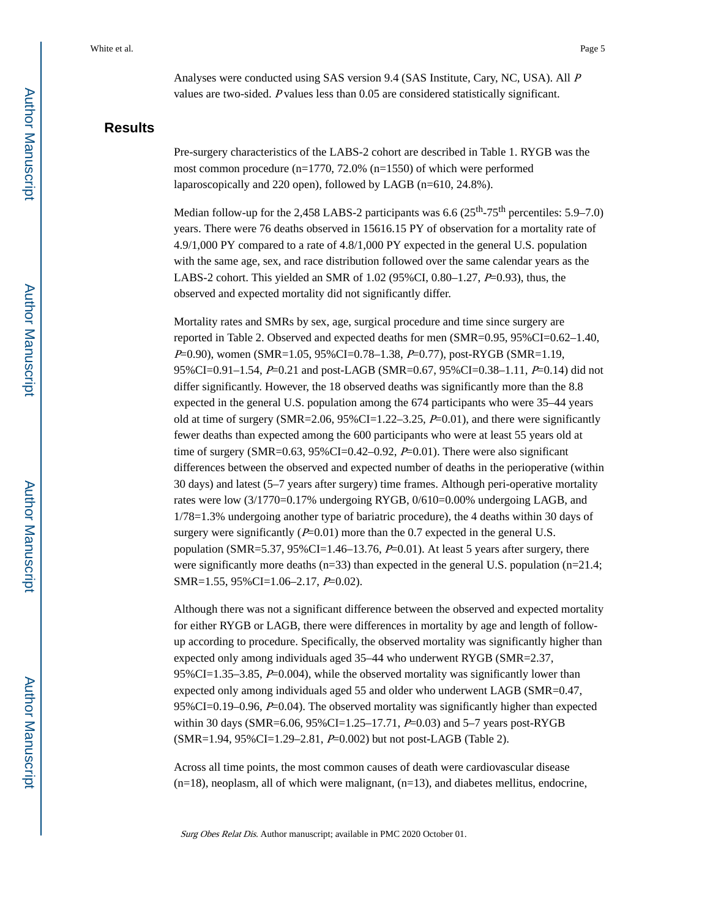Analyses were conducted using SAS version 9.4 (SAS Institute, Cary, NC, USA). All *P* values are two-sided. *P* values less than 0.05 are considered statistically significant.

## Results

Pre-surgery characteristics of the LABS-2 cohort are described in Table 1. RYGB was the most common procedure (n=1770, 72.0% (n=1550) of which were performed laparoscopically and 220 open), followed by LAGB (n=610, 24.8%).

Median follow-up for the 2,458 LABS-2 participants was 6.6 ($25^{th}$-$75^{th}$ percentiles: 5.9–7.0) years. There were 76 deaths observed in 15616.15 PY of observation for a mortality rate of 4.9/1,000 PY compared to a rate of 4.8/1,000 PY expected in the general U.S. population with the same age, sex, and race distribution followed over the same calendar years as the LABS-2 cohort. This yielded an SMR of 1.02 (95%CI, 0.80–1.27, *P*=0.93), thus, the observed and expected mortality did not significantly differ.

Mortality rates and SMRs by sex, age, surgical procedure and time since surgery are reported in Table 2. Observed and expected deaths for men (SMR=0.95, 95%CI=0.62–1.40, *P*=0.90), women (SMR=1.05, 95%CI=0.78–1.38, *P*=0.77), post-RYGB (SMR=1.19, 95%CI=0.91–1.54, *P*=0.21 and post-LAGB (SMR=0.67, 95%CI=0.38–1.11, *P*=0.14) did not differ significantly. However, the 18 observed deaths was significantly more than the 8.8 expected in the general U.S. population among the 674 participants who were 35–44 years old at time of surgery (SMR=2.06, 95%CI=1.22–3.25, *P*=0.01), and there were significantly fewer deaths than expected among the 600 participants who were at least 55 years old at time of surgery (SMR=0.63, 95%CI=0.42–0.92, *P*=0.01). There were also significant differences between the observed and expected number of deaths in the perioperative (within 30 days) and latest (5–7 years after surgery) time frames. Although peri-operative mortality rates were low (3/1770=0.17% undergoing RYGB, 0/610=0.00% undergoing LAGB, and 1/78=1.3% undergoing another type of bariatric procedure), the 4 deaths within 30 days of surgery were significantly (*P*=0.01) more than the 0.7 expected in the general U.S. population (SMR=5.37, 95%CI=1.46–13.76, *P*=0.01). At least 5 years after surgery, there were significantly more deaths (n=33) than expected in the general U.S. population (n=21.4; SMR=1.55, 95%CI=1.06–2.17, *P*=0.02).

Although there was not a significant difference between the observed and expected mortality for either RYGB or LAGB, there were differences in mortality by age and length of follow-up according to procedure. Specifically, the observed mortality was significantly higher than expected only among individuals aged 35–44 who underwent RYGB (SMR=2.37, 95%CI=1.35–3.85, *P*=0.004), while the observed mortality was significantly lower than expected only among individuals aged 55 and older who underwent LAGB (SMR=0.47, 95%CI=0.19–0.96, *P*=0.04). The observed mortality was significantly higher than expected within 30 days (SMR=6.06, 95%CI=1.25–17.71, *P*=0.03) and 5–7 years post-RYGB (SMR=1.94, 95%CI=1.29–2.81, *P*=0.002) but not post-LAGB (Table 2).

Across all time points, the most common causes of death were cardiovascular disease (n=18), neoplasm, all of which were malignant, (n=13), and diabetes mellitus, endocrine,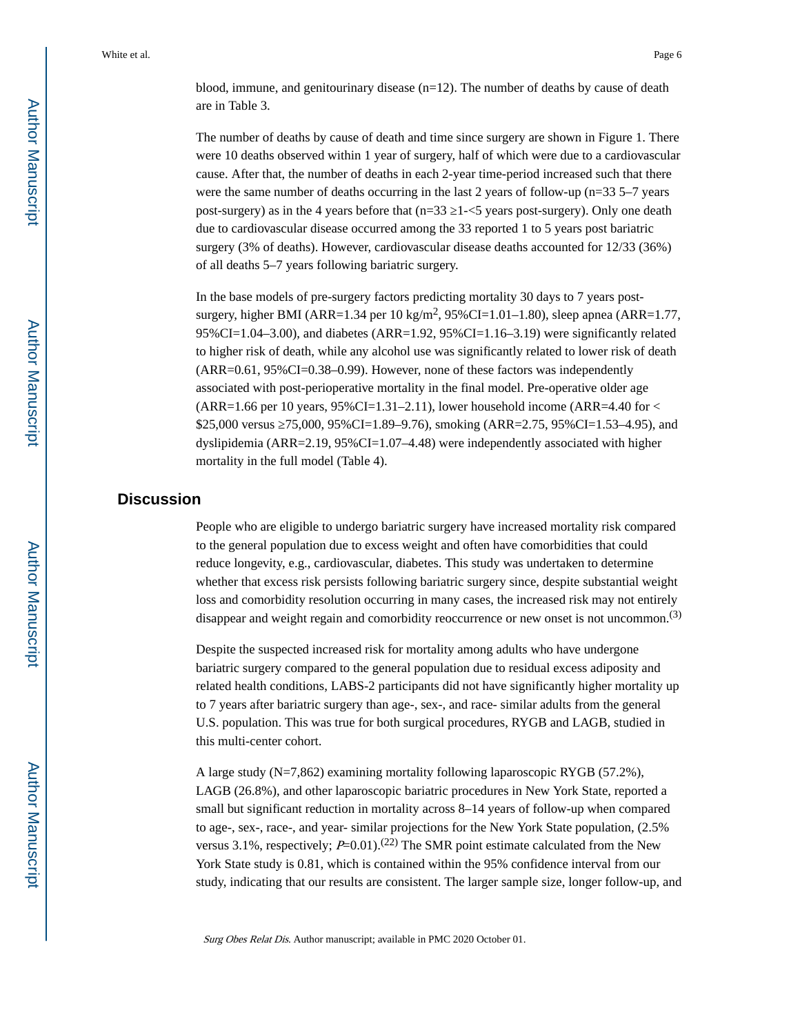blood, immune, and genitourinary disease (n=12). The number of deaths by cause of death are in Table 3.

The number of deaths by cause of death and time since surgery are shown in Figure 1. There were 10 deaths observed within 1 year of surgery, half of which were due to a cardiovascular cause. After that, the number of deaths in each 2-year time-period increased such that there were the same number of deaths occurring in the last 2 years of follow-up (n=33 5–7 years post-surgery) as in the 4 years before that (n=33 ≥1-<5 years post-surgery). Only one death due to cardiovascular disease occurred among the 33 reported 1 to 5 years post bariatric surgery (3% of deaths). However, cardiovascular disease deaths accounted for 12/33 (36%) of all deaths 5–7 years following bariatric surgery.

In the base models of pre-surgery factors predicting mortality 30 days to 7 years post-surgery, higher BMI (ARR=1.34 per 10 $kg/m^2$, 95%CI=1.01–1.80), sleep apnea (ARR=1.77, 95%CI=1.04–3.00), and diabetes (ARR=1.92, 95%CI=1.16–3.19) were significantly related to higher risk of death, while any alcohol use was significantly related to lower risk of death (ARR=0.61, 95%CI=0.38–0.99). However, none of these factors was independently associated with post-perioperative mortality in the final model. Pre-operative older age (ARR=1.66 per 10 years, 95%CI=1.31–2.11), lower household income (ARR=4.40 for < $25,000 versus ≥75,000, 95%CI=1.89–9.76), smoking (ARR=2.75, 95%CI=1.53–4.95), and dyslipidemia (ARR=2.19, 95%CI=1.07–4.48) were independently associated with higher mortality in the full model (Table 4).

## Discussion

People who are eligible to undergo bariatric surgery have increased mortality risk compared to the general population due to excess weight and often have comorbidities that could reduce longevity, e.g., cardiovascular, diabetes. This study was undertaken to determine whether that excess risk persists following bariatric surgery since, despite substantial weight loss and comorbidity resolution occurring in many cases, the increased risk may not entirely disappear and weight regain and comorbidity reoccurrence or new onset is not uncommon.[3]

Despite the suspected increased risk for mortality among adults who have undergone bariatric surgery compared to the general population due to residual excess adiposity and related health conditions, LABS-2 participants did not have significantly higher mortality up to 7 years after bariatric surgery than age-, sex-, and race- similar adults from the general U.S. population. This was true for both surgical procedures, RYGB and LAGB, studied in this multi-center cohort.

A large study (N=7,862) examining mortality following laparoscopic RYGB (57.2%), LAGB (26.8%), and other laparoscopic bariatric procedures in New York State, reported a small but significant reduction in mortality across 8–14 years of follow-up when compared to age-, sex-, race-, and year- similar projections for the New York State population, (2.5% versus 3.1%, respectively; *P*=0.01).[22] The SMR point estimate calculated from the New York State study is 0.81, which is contained within the 95% confidence interval from our study, indicating that our results are consistent. The larger sample size, longer follow-up, and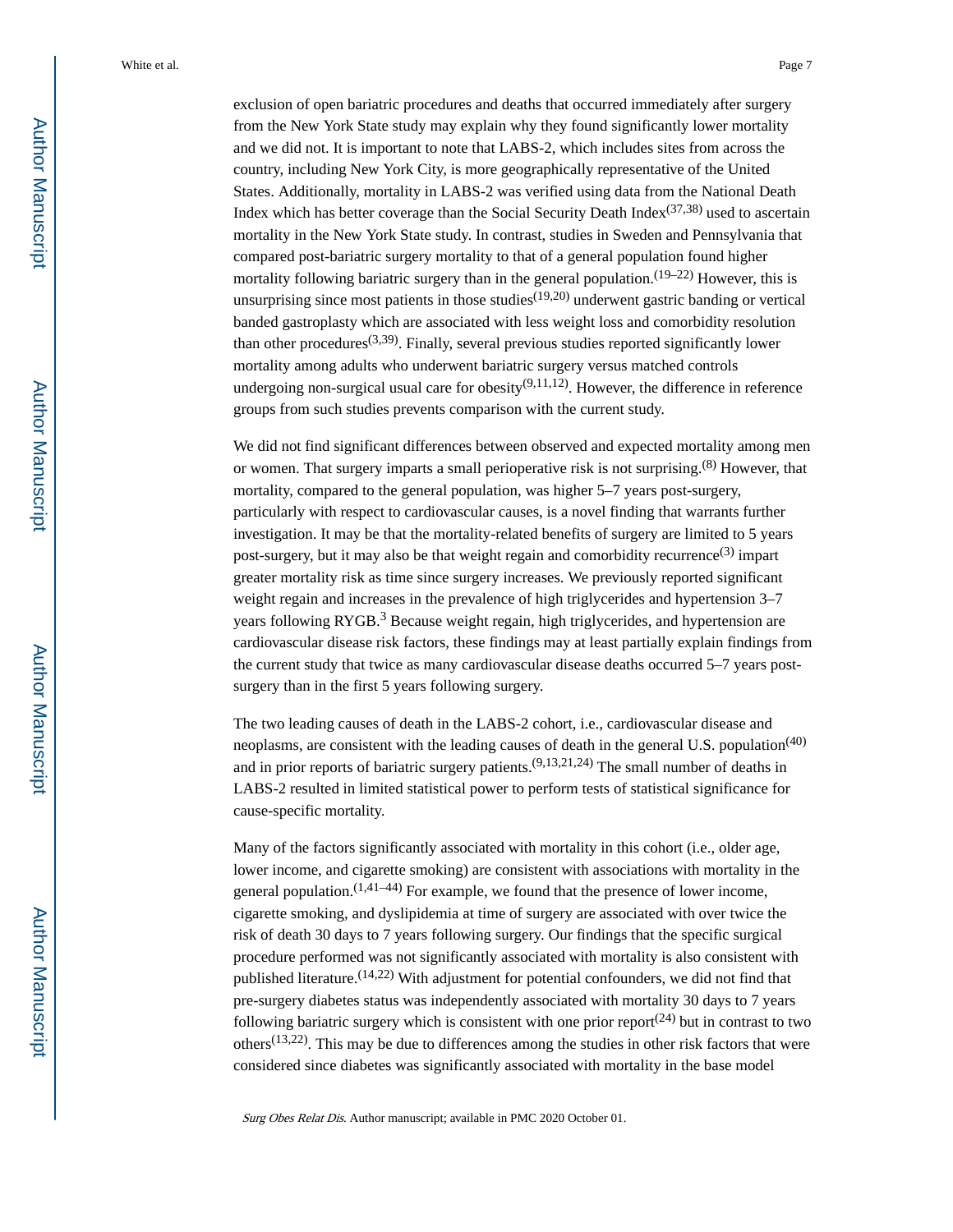exclusion of open bariatric procedures and deaths that occurred immediately after surgery from the New York State study may explain why they found significantly lower mortality and we did not. It is important to note that LABS-2, which includes sites from across the country, including New York City, is more geographically representative of the United States. Additionally, mortality in LABS-2 was verified using data from the National Death Index which has better coverage than the Social Security Death Index[37,38] used to ascertain mortality in the New York State study. In contrast, studies in Sweden and Pennsylvania that compared post-bariatric surgery mortality to that of a general population found higher mortality following bariatric surgery than in the general population.[19–22] However, this is unsurprising since most patients in those studies[19,20] underwent gastric banding or vertical banded gastroplasty which are associated with less weight loss and comorbidity resolution than other procedures[3,39]. Finally, several previous studies reported significantly lower mortality among adults who underwent bariatric surgery versus matched controls undergoing non-surgical usual care for obesity[9,11,12]. However, the difference in reference groups from such studies prevents comparison with the current study.

We did not find significant differences between observed and expected mortality among men or women. That surgery imparts a small perioperative risk is not surprising.[8] However, that mortality, compared to the general population, was higher 5–7 years post-surgery, particularly with respect to cardiovascular causes, is a novel finding that warrants further investigation. It may be that the mortality-related benefits of surgery are limited to 5 years post-surgery, but it may also be that weight regain and comorbidity recurrence[3] impart greater mortality risk as time since surgery increases. We previously reported significant weight regain and increases in the prevalence of high triglycerides and hypertension 3–7 years following RYGB.[3] Because weight regain, high triglycerides, and hypertension are cardiovascular disease risk factors, these findings may at least partially explain findings from the current study that twice as many cardiovascular disease deaths occurred 5–7 years post-surgery than in the first 5 years following surgery.

The two leading causes of death in the LABS-2 cohort, i.e., cardiovascular disease and neoplasms, are consistent with the leading causes of death in the general U.S. population[40] and in prior reports of bariatric surgery patients.[9,13,21,24] The small number of deaths in LABS-2 resulted in limited statistical power to perform tests of statistical significance for cause-specific mortality.

Many of the factors significantly associated with mortality in this cohort (i.e., older age, lower income, and cigarette smoking) are consistent with associations with mortality in the general population.[1,41–44] For example, we found that the presence of lower income, cigarette smoking, and dyslipidemia at time of surgery are associated with over twice the risk of death 30 days to 7 years following surgery. Our findings that the specific surgical procedure performed was not significantly associated with mortality is also consistent with published literature.[14,22] With adjustment for potential confounders, we did not find that pre-surgery diabetes status was independently associated with mortality 30 days to 7 years following bariatric surgery which is consistent with one prior report[24] but in contrast to two others[13,22]. This may be due to differences among the studies in other risk factors that were considered since diabetes was significantly associated with mortality in the base model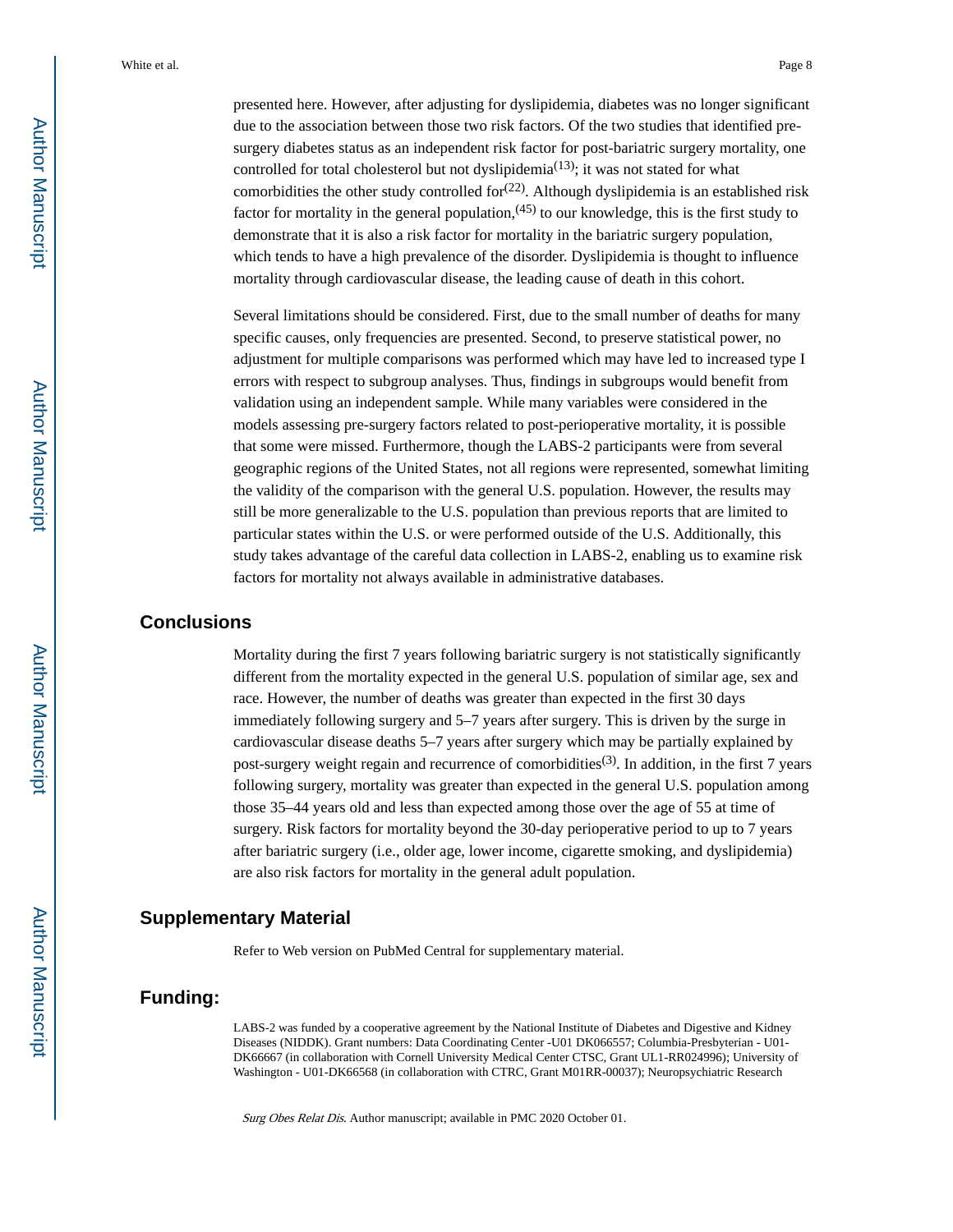presented here. However, after adjusting for dyslipidemia, diabetes was no longer significant due to the association between those two risk factors. Of the two studies that identified pre-surgery diabetes status as an independent risk factor for post-bariatric surgery mortality, one controlled for total cholesterol but not dyslipidemia[13]; it was not stated for what comorbidities the other study controlled for[22]. Although dyslipidemia is an established risk factor for mortality in the general population,[45] to our knowledge, this is the first study to demonstrate that it is also a risk factor for mortality in the bariatric surgery population, which tends to have a high prevalence of the disorder. Dyslipidemia is thought to influence mortality through cardiovascular disease, the leading cause of death in this cohort.

Several limitations should be considered. First, due to the small number of deaths for many specific causes, only frequencies are presented. Second, to preserve statistical power, no adjustment for multiple comparisons was performed which may have led to increased type I errors with respect to subgroup analyses. Thus, findings in subgroups would benefit from validation using an independent sample. While many variables were considered in the models assessing pre-surgery factors related to post-perioperative mortality, it is possible that some were missed. Furthermore, though the LABS-2 participants were from several geographic regions of the United States, not all regions were represented, somewhat limiting the validity of the comparison with the general U.S. population. However, the results may still be more generalizable to the U.S. population than previous reports that are limited to particular states within the U.S. or were performed outside of the U.S. Additionally, this study takes advantage of the careful data collection in LABS-2, enabling us to examine risk factors for mortality not always available in administrative databases.

## Conclusions

Mortality during the first 7 years following bariatric surgery is not statistically significantly different from the mortality expected in the general U.S. population of similar age, sex and race. However, the number of deaths was greater than expected in the first 30 days immediately following surgery and 5–7 years after surgery. This is driven by the surge in cardiovascular disease deaths 5–7 years after surgery which may be partially explained by post-surgery weight regain and recurrence of comorbidities[3]. In addition, in the first 7 years following surgery, mortality was greater than expected in the general U.S. population among those 35–44 years old and less than expected among those over the age of 55 at time of surgery. Risk factors for mortality beyond the 30-day perioperative period to up to 7 years after bariatric surgery (i.e., older age, lower income, cigarette smoking, and dyslipidemia) are also risk factors for mortality in the general adult population.

## Supplementary Material

Refer to Web version on PubMed Central for supplementary material.

## Funding:

LABS-2 was funded by a cooperative agreement by the National Institute of Diabetes and Digestive and Kidney Diseases (NIDDK). Grant numbers: Data Coordinating Center -U01 DK066557; Columbia-Presbyterian - U01-DK66667 (in collaboration with Cornell University Medical Center CTSC, Grant UL1-RR024996); University of Washington - U01-DK66568 (in collaboration with CTRC, Grant M01RR-00037); Neuropsychiatric Research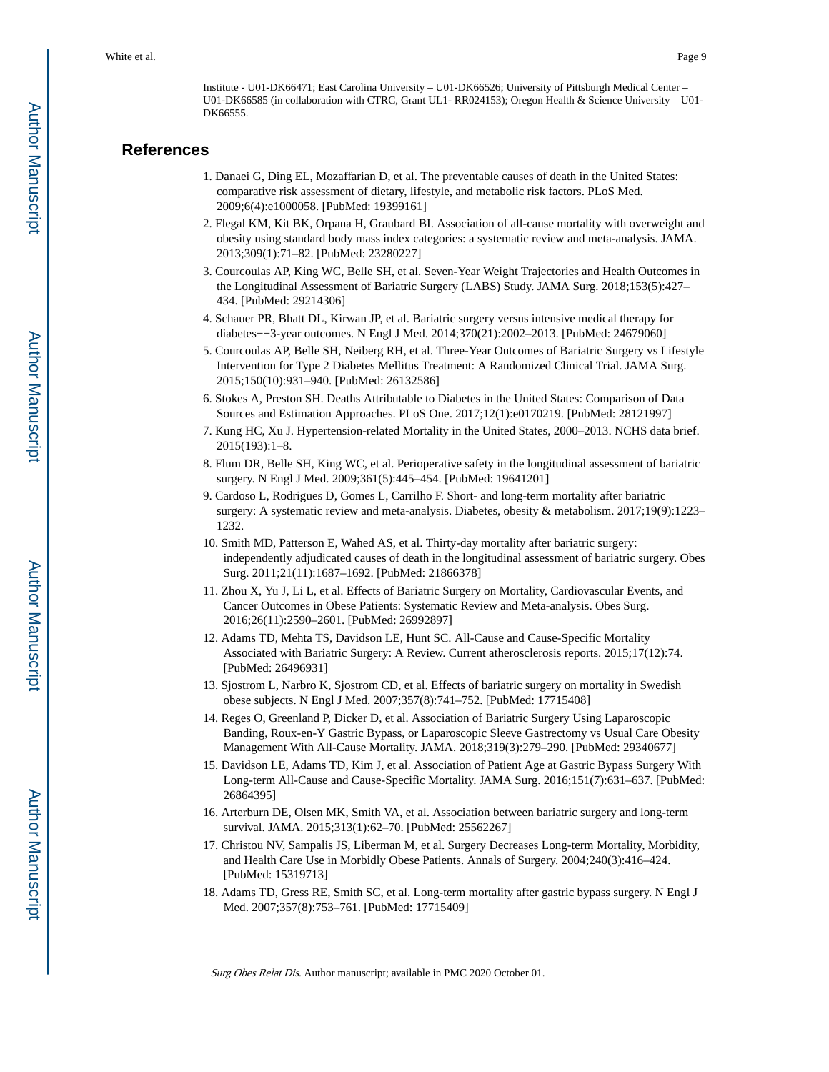Institute - U01-DK66471; East Carolina University – U01-DK66526; University of Pittsburgh Medical Center – U01-DK66585 (in collaboration with CTRC, Grant UL1- RR024153); Oregon Health & Science University – U01-DK66555.

## References

1. Danaei G, Ding EL, Mozaffarian D, et al. The preventable causes of death in the United States: comparative risk assessment of dietary, lifestyle, and metabolic risk factors. PLoS Med. 2009;6(4):e1000058. [PubMed: 19399161]
2. Flegal KM, Kit BK, Orpana H, Graubard BI. Association of all-cause mortality with overweight and obesity using standard body mass index categories: a systematic review and meta-analysis. JAMA. 2013;309(1):71–82. [PubMed: 23280227]
3. Courcoulas AP, King WC, Belle SH, et al. Seven-Year Weight Trajectories and Health Outcomes in the Longitudinal Assessment of Bariatric Surgery (LABS) Study. JAMA Surg. 2018;153(5):427–434. [PubMed: 29214306]
4. Schauer PR, Bhatt DL, Kirwan JP, et al. Bariatric surgery versus intensive medical therapy for diabetes−−3-year outcomes. N Engl J Med. 2014;370(21):2002–2013. [PubMed: 24679060]
5. Courcoulas AP, Belle SH, Neiberg RH, et al. Three-Year Outcomes of Bariatric Surgery vs Lifestyle Intervention for Type 2 Diabetes Mellitus Treatment: A Randomized Clinical Trial. JAMA Surg. 2015;150(10):931–940. [PubMed: 26132586]
6. Stokes A, Preston SH. Deaths Attributable to Diabetes in the United States: Comparison of Data Sources and Estimation Approaches. PLoS One. 2017;12(1):e0170219. [PubMed: 28121997]
7. Kung HC, Xu J. Hypertension-related Mortality in the United States, 2000–2013. NCHS data brief. 2015(193):1–8.
8. Flum DR, Belle SH, King WC, et al. Perioperative safety in the longitudinal assessment of bariatric surgery. N Engl J Med. 2009;361(5):445–454. [PubMed: 19641201]
9. Cardoso L, Rodrigues D, Gomes L, Carrilho F. Short- and long-term mortality after bariatric surgery: A systematic review and meta-analysis. Diabetes, obesity & metabolism. 2017;19(9):1223–1232.
10. Smith MD, Patterson E, Wahed AS, et al. Thirty-day mortality after bariatric surgery: independently adjudicated causes of death in the longitudinal assessment of bariatric surgery. Obes Surg. 2011;21(11):1687–1692. [PubMed: 21866378]
11. Zhou X, Yu J, Li L, et al. Effects of Bariatric Surgery on Mortality, Cardiovascular Events, and Cancer Outcomes in Obese Patients: Systematic Review and Meta-analysis. Obes Surg. 2016;26(11):2590–2601. [PubMed: 26992897]
12. Adams TD, Mehta TS, Davidson LE, Hunt SC. All-Cause and Cause-Specific Mortality Associated with Bariatric Surgery: A Review. Current atherosclerosis reports. 2015;17(12):74. [PubMed: 26496931]
13. Sjostrom L, Narbro K, Sjostrom CD, et al. Effects of bariatric surgery on mortality in Swedish obese subjects. N Engl J Med. 2007;357(8):741–752. [PubMed: 17715408]
14. Reges O, Greenland P, Dicker D, et al. Association of Bariatric Surgery Using Laparoscopic Banding, Roux-en-Y Gastric Bypass, or Laparoscopic Sleeve Gastrectomy vs Usual Care Obesity Management With All-Cause Mortality. JAMA. 2018;319(3):279–290. [PubMed: 29340677]
15. Davidson LE, Adams TD, Kim J, et al. Association of Patient Age at Gastric Bypass Surgery With Long-term All-Cause and Cause-Specific Mortality. JAMA Surg. 2016;151(7):631–637. [PubMed: 26864395]
16. Arterburn DE, Olsen MK, Smith VA, et al. Association between bariatric surgery and long-term survival. JAMA. 2015;313(1):62–70. [PubMed: 25562267]
17. Christou NV, Sampalis JS, Liberman M, et al. Surgery Decreases Long-term Mortality, Morbidity, and Health Care Use in Morbidly Obese Patients. Annals of Surgery. 2004;240(3):416–424. [PubMed: 15319713]
18. Adams TD, Gress RE, Smith SC, et al. Long-term mortality after gastric bypass surgery. N Engl J Med. 2007;357(8):753–761. [PubMed: 17715409]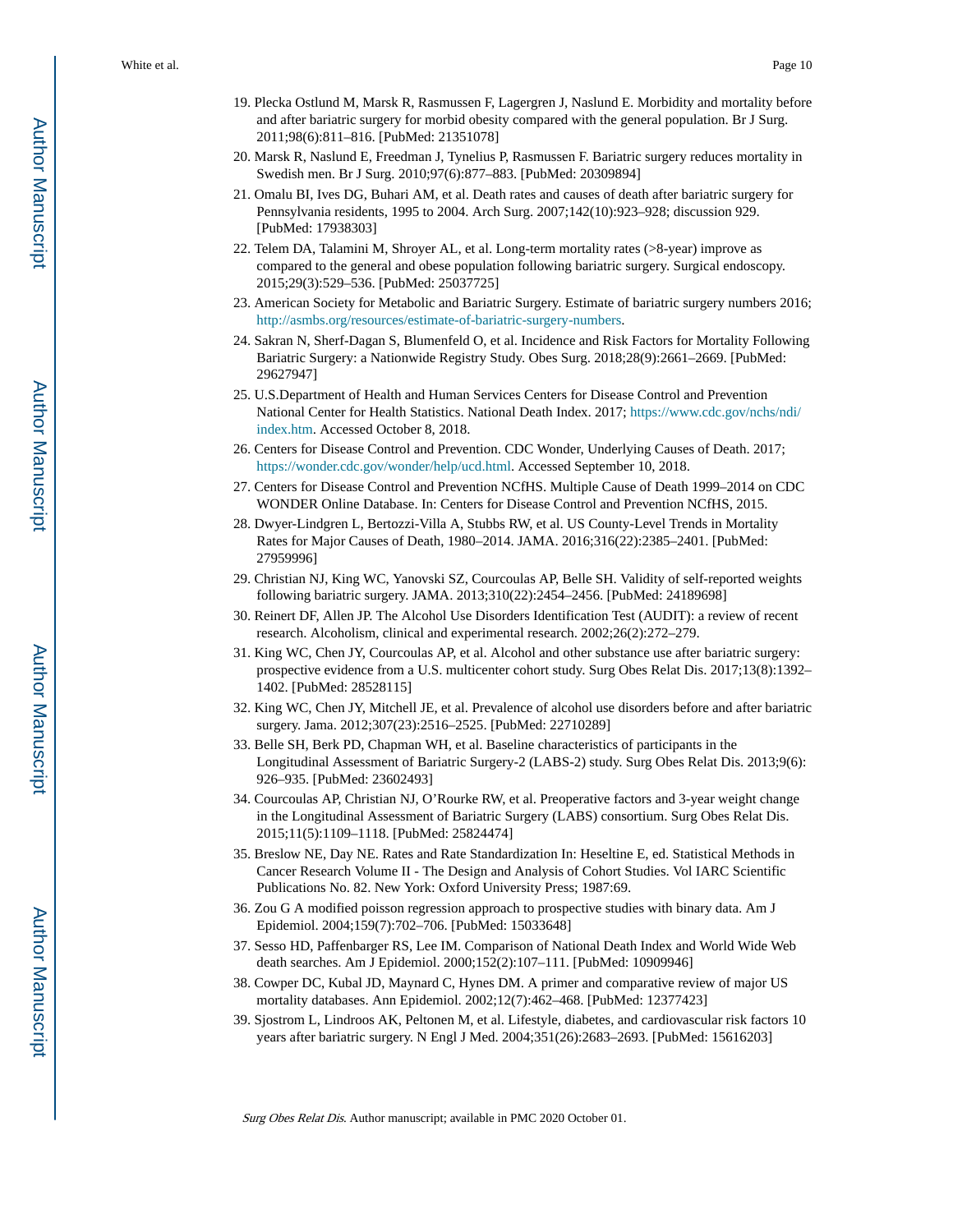19. Plecka Ostlund M, Marsk R, Rasmussen F, Lagergren J, Naslund E. Morbidity and mortality before and after bariatric surgery for morbid obesity compared with the general population. Br J Surg. 2011;98(6):811–816. [PubMed: 21351078]
20. Marsk R, Naslund E, Freedman J, Tynelius P, Rasmussen F. Bariatric surgery reduces mortality in Swedish men. Br J Surg. 2010;97(6):877–883. [PubMed: 20309894]
21. Omalu BI, Ives DG, Buhari AM, et al. Death rates and causes of death after bariatric surgery for Pennsylvania residents, 1995 to 2004. Arch Surg. 2007;142(10):923–928; discussion 929. [PubMed: 17938303]
22. Telem DA, Talamini M, Shroyer AL, et al. Long-term mortality rates (>8-year) improve as compared to the general and obese population following bariatric surgery. Surgical endoscopy. 2015;29(3):529–536. [PubMed: 25037725]
23. American Society for Metabolic and Bariatric Surgery. Estimate of bariatric surgery numbers 2016; http://asmbs.org/resources/estimate-of-bariatric-surgery-numbers.
24. Sakran N, Sherf-Dagan S, Blumenfeld O, et al. Incidence and Risk Factors for Mortality Following Bariatric Surgery: a Nationwide Registry Study. Obes Surg. 2018;28(9):2661–2669. [PubMed: 29627947]
25. U.S.Department of Health and Human Services Centers for Disease Control and Prevention National Center for Health Statistics. National Death Index. 2017; https://www.cdc.gov/nchs/ndi/index.htm. Accessed October 8, 2018.
26. Centers for Disease Control and Prevention. CDC Wonder, Underlying Causes of Death. 2017; https://wonder.cdc.gov/wonder/help/ucd.html. Accessed September 10, 2018.
27. Centers for Disease Control and Prevention NCfHS. Multiple Cause of Death 1999–2014 on CDC WONDER Online Database. In: Centers for Disease Control and Prevention NCfHS, 2015.
28. Dwyer-Lindgren L, Bertozzi-Villa A, Stubbs RW, et al. US County-Level Trends in Mortality Rates for Major Causes of Death, 1980–2014. JAMA. 2016;316(22):2385–2401. [PubMed: 27959996]
29. Christian NJ, King WC, Yanovski SZ, Courcoulas AP, Belle SH. Validity of self-reported weights following bariatric surgery. JAMA. 2013;310(22):2454–2456. [PubMed: 24189698]
30. Reinert DF, Allen JP. The Alcohol Use Disorders Identification Test (AUDIT): a review of recent research. Alcoholism, clinical and experimental research. 2002;26(2):272–279.
31. King WC, Chen JY, Courcoulas AP, et al. Alcohol and other substance use after bariatric surgery: prospective evidence from a U.S. multicenter cohort study. Surg Obes Relat Dis. 2017;13(8):1392–1402. [PubMed: 28528115]
32. King WC, Chen JY, Mitchell JE, et al. Prevalence of alcohol use disorders before and after bariatric surgery. Jama. 2012;307(23):2516–2525. [PubMed: 22710289]
33. Belle SH, Berk PD, Chapman WH, et al. Baseline characteristics of participants in the Longitudinal Assessment of Bariatric Surgery-2 (LABS-2) study. Surg Obes Relat Dis. 2013;9(6):926–935. [PubMed: 23602493]
34. Courcoulas AP, Christian NJ, O'Rourke RW, et al. Preoperative factors and 3-year weight change in the Longitudinal Assessment of Bariatric Surgery (LABS) consortium. Surg Obes Relat Dis. 2015;11(5):1109–1118. [PubMed: 25824474]
35. Breslow NE, Day NE. Rates and Rate Standardization In: Heseltine E, ed. Statistical Methods in Cancer Research Volume II - The Design and Analysis of Cohort Studies. Vol IARC Scientific Publications No. 82. New York: Oxford University Press; 1987:69.
36. Zou G A modified poisson regression approach to prospective studies with binary data. Am J Epidemiol. 2004;159(7):702–706. [PubMed: 15033648]
37. Sesso HD, Paffenbarger RS, Lee IM. Comparison of National Death Index and World Wide Web death searches. Am J Epidemiol. 2000;152(2):107–111. [PubMed: 10909946]
38. Cowper DC, Kubal JD, Maynard C, Hynes DM. A primer and comparative review of major US mortality databases. Ann Epidemiol. 2002;12(7):462–468. [PubMed: 12377423]
39. Sjostrom L, Lindroos AK, Peltonen M, et al. Lifestyle, diabetes, and cardiovascular risk factors 10 years after bariatric surgery. N Engl J Med. 2004;351(26):2683–2693. [PubMed: 15616203]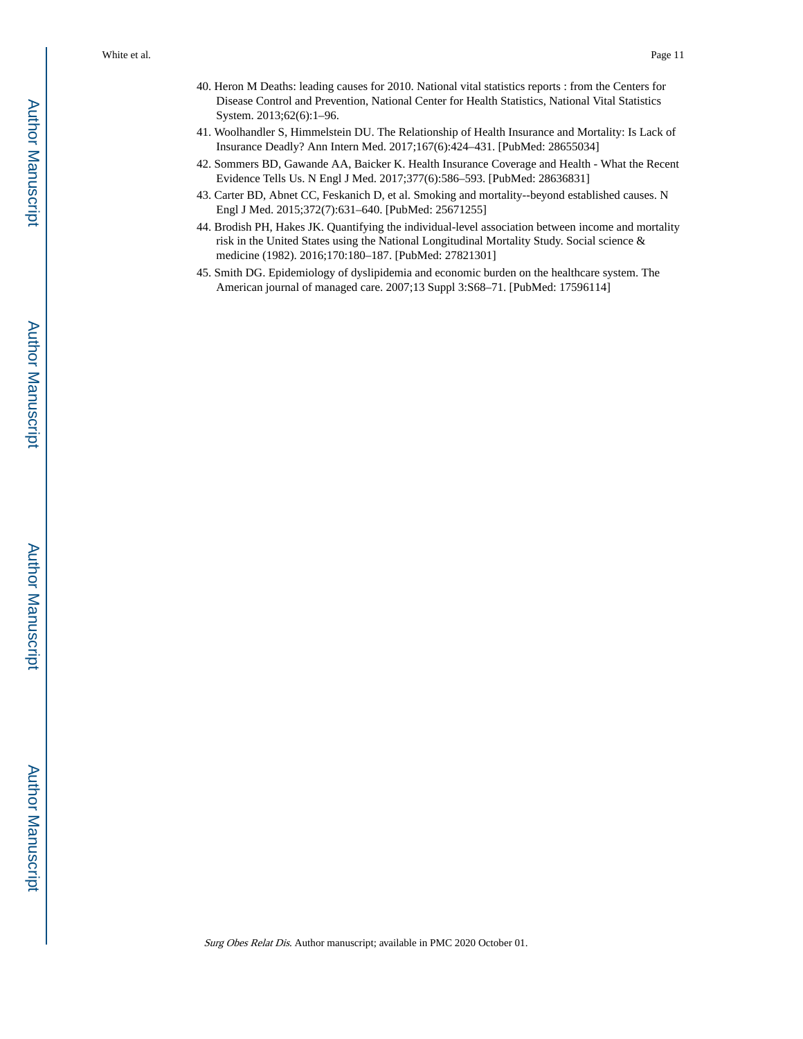40. Heron M Deaths: leading causes for 2010. National vital statistics reports : from the Centers for Disease Control and Prevention, National Center for Health Statistics, National Vital Statistics System. 2013;62(6):1–96.
41. Woolhandler S, Himmelstein DU. The Relationship of Health Insurance and Mortality: Is Lack of Insurance Deadly? Ann Intern Med. 2017;167(6):424–431. [PubMed: 28655034]
42. Sommers BD, Gawande AA, Baicker K. Health Insurance Coverage and Health - What the Recent Evidence Tells Us. N Engl J Med. 2017;377(6):586–593. [PubMed: 28636831]
43. Carter BD, Abnet CC, Feskanich D, et al. Smoking and mortality--beyond established causes. N Engl J Med. 2015;372(7):631–640. [PubMed: 25671255]
44. Brodish PH, Hakes JK. Quantifying the individual-level association between income and mortality risk in the United States using the National Longitudinal Mortality Study. Social science & medicine (1982). 2016;170:180–187. [PubMed: 27821301]
45. Smith DG. Epidemiology of dyslipidemia and economic burden on the healthcare system. The American journal of managed care. 2007;13 Suppl 3:S68–71. [PubMed: 17596114]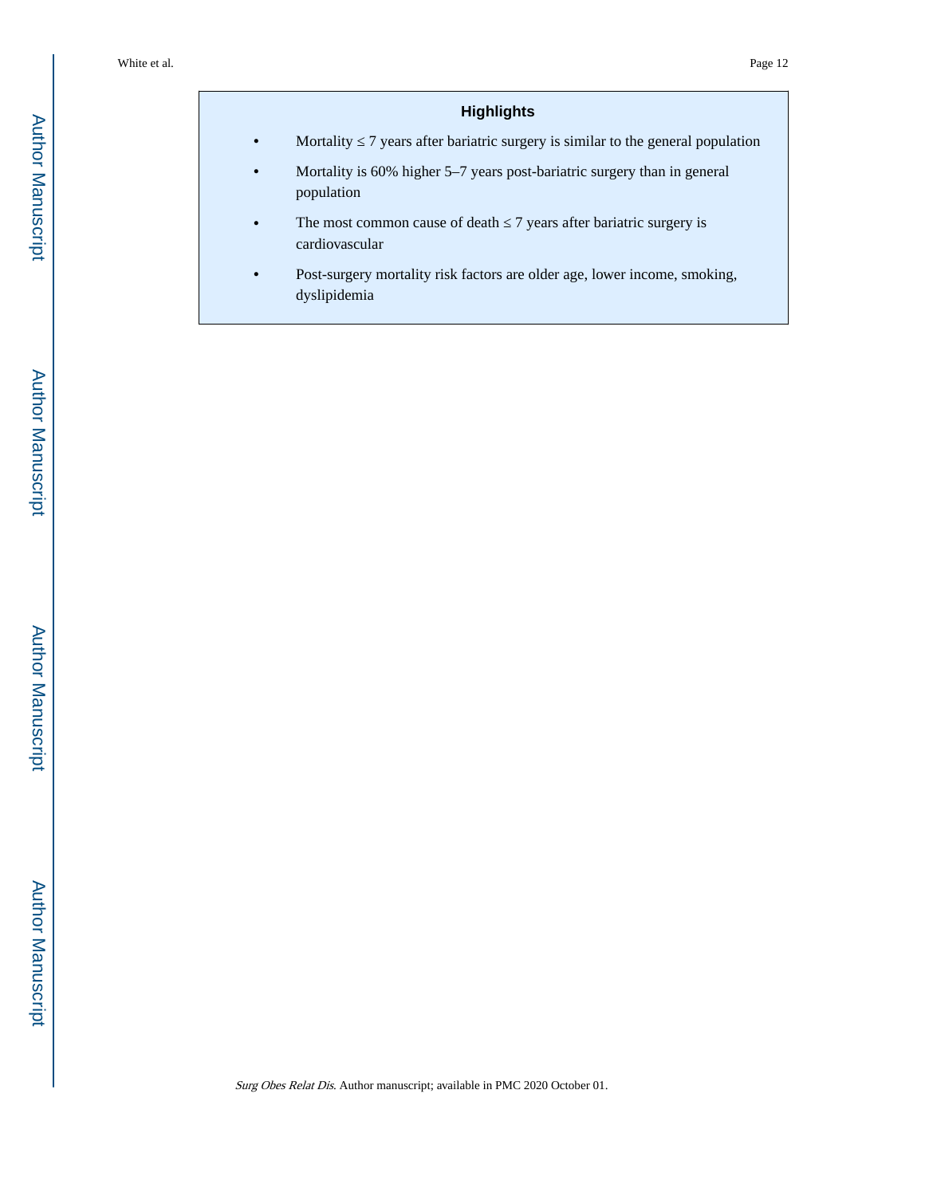## Highlights

- Mortality ≤ 7 years after bariatric surgery is similar to the general population
- Mortality is 60% higher 5–7 years post-bariatric surgery than in general population
- The most common cause of death ≤ 7 years after bariatric surgery is cardiovascular
- Post-surgery mortality risk factors are older age, lower income, smoking, dyslipidemia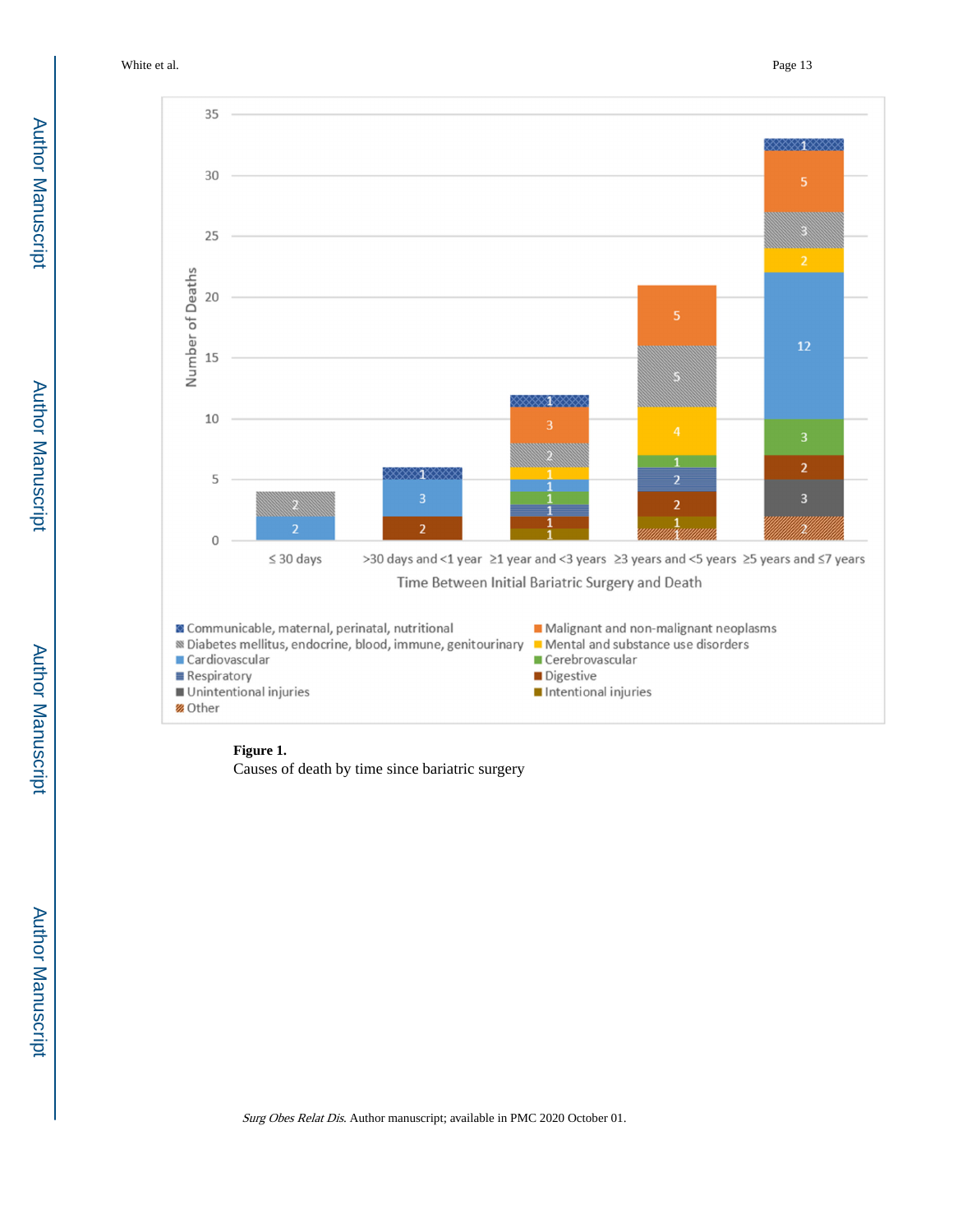**Figure 1.**

Causes of death by time since bariatric surgery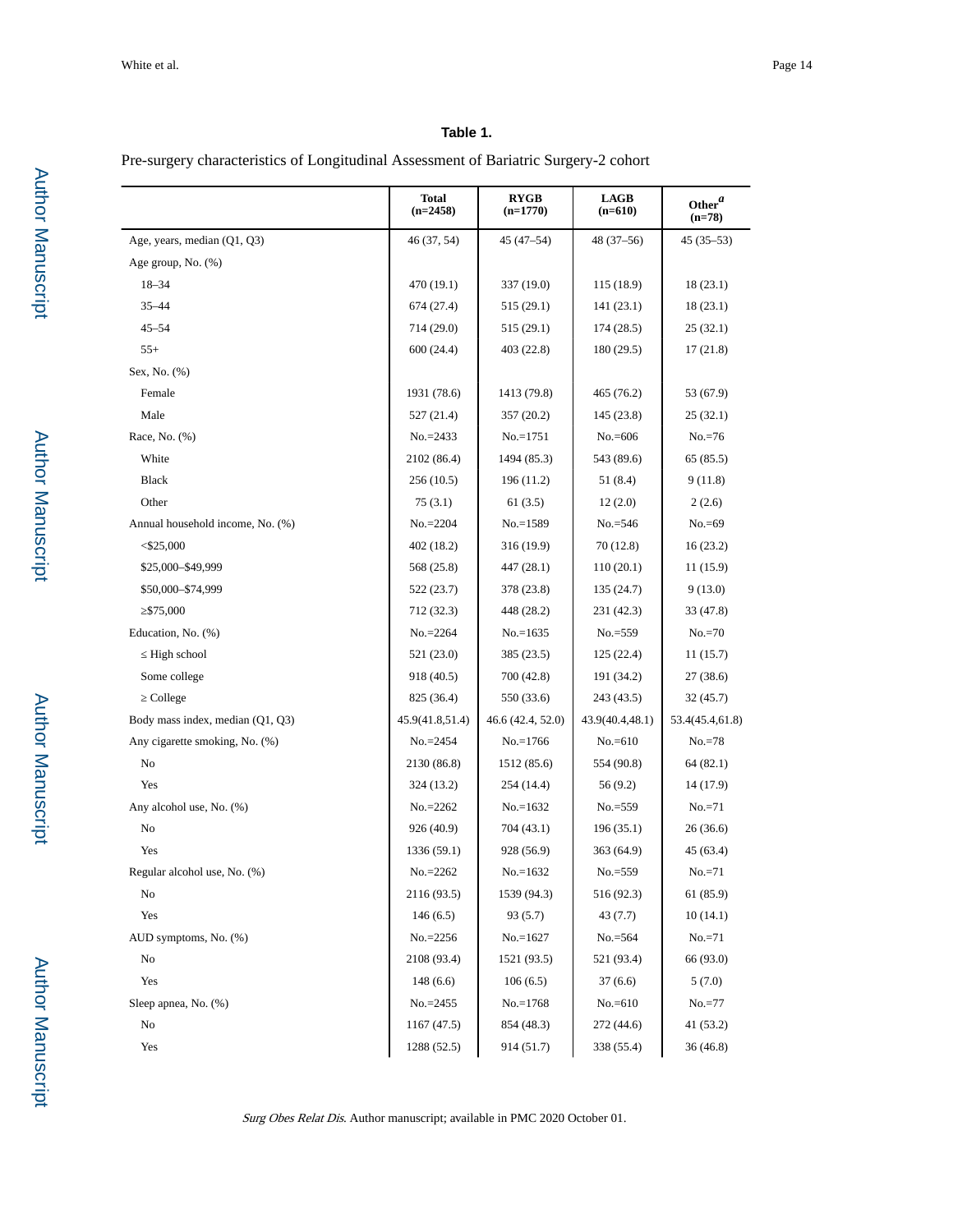**Table 1.**

Pre-surgery characteristics of Longitudinal Assessment of Bariatric Surgery-2 cohort

| | Total (n=2458) | RYGB (n=1770) | LAGB (n=610) | Other[a] (n=78) |
|---|---|---|---|---|
| Age, years, median (Q1, Q3) | 46 (37, 54) | 45 (47–54) | 48 (37–56) | 45 (35–53) |
| Age group, No. (%) | | | | |
| 18–34 | 470 (19.1) | 337 (19.0) | 115 (18.9) | 18 (23.1) |
| 35–44 | 674 (27.4) | 515 (29.1) | 141 (23.1) | 18 (23.1) |
| 45–54 | 714 (29.0) | 515 (29.1) | 174 (28.5) | 25 (32.1) |
| 55+ | 600 (24.4) | 403 (22.8) | 180 (29.5) | 17 (21.8) |
| Sex, No. (%) | | | | |
| Female | 1931 (78.6) | 1413 (79.8) | 465 (76.2) | 53 (67.9) |
| Male | 527 (21.4) | 357 (20.2) | 145 (23.8) | 25 (32.1) |
| Race, No. (%) | No.=2433 | No.=1751 | No.=606 | No.=76 |
| White | 2102 (86.4) | 1494 (85.3) | 543 (89.6) | 65 (85.5) |
| Black | 256 (10.5) | 196 (11.2) | 51 (8.4) | 9 (11.8) |
| Other | 75 (3.1) | 61 (3.5) | 12 (2.0) | 2 (2.6) |
| Annual household income, No. (%) | No.=2204 | No.=1589 | No.=546 | No.=69 |
| <$25,000 | 402 (18.2) | 316 (19.9) | 70 (12.8) | 16 (23.2) |
| $25,000–$49,999 | 568 (25.8) | 447 (28.1) | 110 (20.1) | 11 (15.9) |
| $50,000–$74,999 | 522 (23.7) | 378 (23.8) | 135 (24.7) | 9 (13.0) |
| ≥$75,000 | 712 (32.3) | 448 (28.2) | 231 (42.3) | 33 (47.8) |
| Education, No. (%) | No.=2264 | No.=1635 | No.=559 | No.=70 |
| ≤ High school | 521 (23.0) | 385 (23.5) | 125 (22.4) | 11 (15.7) |
| Some college | 918 (40.5) | 700 (42.8) | 191 (34.2) | 27 (38.6) |
| ≥ College | 825 (36.4) | 550 (33.6) | 243 (43.5) | 32 (45.7) |
| Body mass index, median (Q1, Q3) | 45.9(41.8,51.4) | 46.6 (42.4, 52.0) | 43.9(40.4,48.1) | 53.4(45.4,61.8) |
| Any cigarette smoking, No. (%) | No.=2454 | No.=1766 | No.=610 | No.=78 |
| No | 2130 (86.8) | 1512 (85.6) | 554 (90.8) | 64 (82.1) |
| Yes | 324 (13.2) | 254 (14.4) | 56 (9.2) | 14 (17.9) |
| Any alcohol use, No. (%) | No.=2262 | No.=1632 | No.=559 | No.=71 |
| No | 926 (40.9) | 704 (43.1) | 196 (35.1) | 26 (36.6) |
| Yes | 1336 (59.1) | 928 (56.9) | 363 (64.9) | 45 (63.4) |
| Regular alcohol use, No. (%) | No.=2262 | No.=1632 | No.=559 | No.=71 |
| No | 2116 (93.5) | 1539 (94.3) | 516 (92.3) | 61 (85.9) |
| Yes | 146 (6.5) | 93 (5.7) | 43 (7.7) | 10 (14.1) |
| AUD symptoms, No. (%) | No.=2256 | No.=1627 | No.=564 | No.=71 |
| No | 2108 (93.4) | 1521 (93.5) | 521 (93.4) | 66 (93.0) |
| Yes | 148 (6.6) | 106 (6.5) | 37 (6.6) | 5 (7.0) |
| Sleep apnea, No. (%) | No.=2455 | No.=1768 | No.=610 | No.=77 |
| No | 1167 (47.5) | 854 (48.3) | 272 (44.6) | 41 (53.2) |
| Yes | 1288 (52.5) | 914 (51.7) | 338 (55.4) | 36 (46.8) |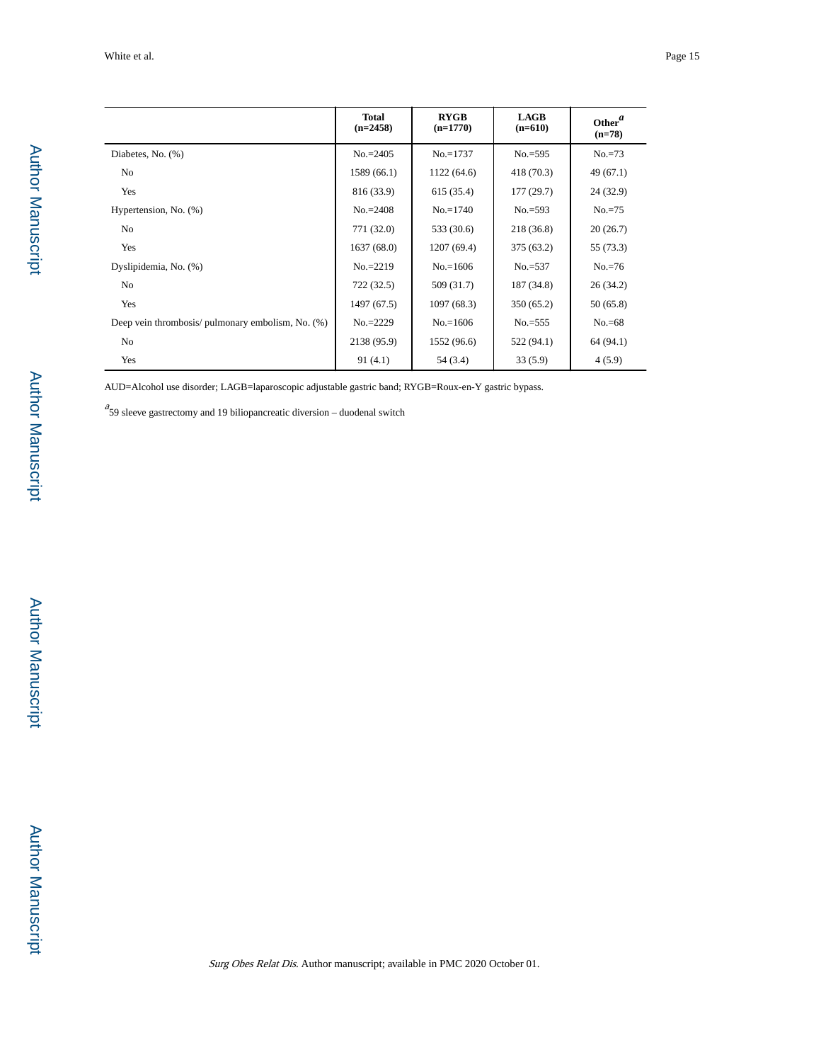| | Total (n=2458) | RYGB (n=1770) | LAGB (n=610) | Other[a] (n=78) |
|---|---|---|---|---|
| Diabetes, No. (%) | No.=2405 | No.=1737 | No.=595 | No.=73 |
| No | 1589 (66.1) | 1122 (64.6) | 418 (70.3) | 49 (67.1) |
| Yes | 816 (33.9) | 615 (35.4) | 177 (29.7) | 24 (32.9) |
| Hypertension, No. (%) | No.=2408 | No.=1740 | No.=593 | No.=75 |
| No | 771 (32.0) | 533 (30.6) | 218 (36.8) | 20 (26.7) |
| Yes | 1637 (68.0) | 1207 (69.4) | 375 (63.2) | 55 (73.3) |
| Dyslipidemia, No. (%) | No.=2219 | No.=1606 | No.=537 | No.=76 |
| No | 722 (32.5) | 509 (31.7) | 187 (34.8) | 26 (34.2) |
| Yes | 1497 (67.5) | 1097 (68.3) | 350 (65.2) | 50 (65.8) |
| Deep vein thrombosis/ pulmonary embolism, No. (%) | No.=2229 | No.=1606 | No.=555 | No.=68 |
| No | 2138 (95.9) | 1552 (96.6) | 522 (94.1) | 64 (94.1) |
| Yes | 91 (4.1) | 54 (3.4) | 33 (5.9) | 4 (5.9) |

AUD=Alcohol use disorder; LAGB=laparoscopic adjustable gastric band; RYGB=Roux-en-Y gastric bypass.

[a] 59 sleeve gastrectomy and 19 biliopancreatic diversion – duodenal switch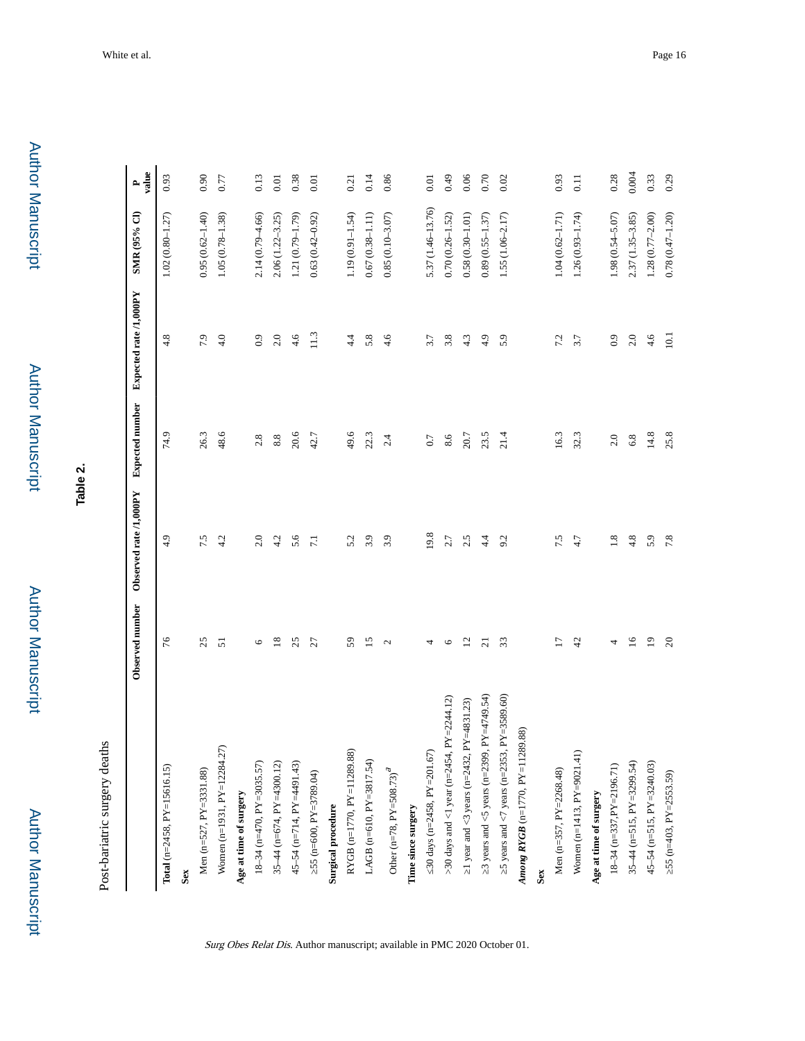## Table 2.

Post-bariatric surgery deaths

| | Observed number | Observed rate /1,000PY | Expected number | Expected rate /1,000PY | SMR (95% CI) | P value |
|---|---|---|---|---|---|---|
| **Total** (n=2458, PY=15616.15) | 76 | 4.9 | 74.9 | 4.8 | 1.02 (0.80–1.27) | 0.93 |
| **Sex** | | | | | | |
| Men (n=527, PY=3331.88) | 25 | 7.5 | 26.3 | 7.9 | 0.95 (0.62–1.40) | 0.90 |
| Women (n=1931, PY=12284.27) | 51 | 4.2 | 48.6 | 4.0 | 1.05 (0.78–1.38) | 0.77 |
| **Age at time of surgery** | | | | | | |
| 18–34 (n=470, PY=3035.57) | 6 | 2.0 | 2.8 | 0.9 | 2.14 (0.79–4.66) | 0.13 |
| 35–44 (n=674, PY=4300.12) | 18 | 4.2 | 8.8 | 2.0 | 2.06 (1.22–3.25) | 0.01 |
| 45–54 (n=714, PY=4491.43) | 25 | 5.6 | 20.6 | 4.6 | 1.21 (0.79–1.79) | 0.38 |
| ≥55 (n=600, PY=3789.04) | 27 | 7.1 | 42.7 | 11.3 | 0.63 (0.42–0.92) | 0.01 |
| **Surgical procedure** | | | | | | |
| RYGB (n=1770, PY=11289.88) | 59 | 5.2 | 49.6 | 4.4 | 1.19 (0.91–1.54) | 0.21 |
| LAGB (n=610, PY=3817.54) | 15 | 3.9 | 22.3 | 5.8 | 0.67 (0.38–1.11) | 0.14 |
| Other (n=78, PY=508.73)[a] | 2 | 3.9 | 2.4 | 4.6 | 0.85 (0.10–3.07) | 0.86 |
| **Time since surgery** | | | | | | |
| ≤30 days (n=2458, PY=201.67) | 4 | 19.8 | 0.7 | 3.7 | 5.37 (1.46–13.76) | 0.01 |
| >30 days and <1 year (n=2454, PY=2244.12) | 6 | 2.7 | 8.6 | 3.8 | 0.70 (0.26–1.52) | 0.49 |
| ≥1 year and <3 years (n=2432, PY=4831.23) | 12 | 2.5 | 20.7 | 4.3 | 0.58 (0.30–1.01) | 0.06 |
| ≥3 years and <5 years (n=2399, PY=4749.54) | 21 | 4.4 | 23.5 | 4.9 | 0.89 (0.55–1.37) | 0.70 |
| ≥5 years and <7 years (n=2353, PY=3589.60) | 33 | 9.2 | 21.4 | 5.9 | 1.55 (1.06–2.17) | 0.02 |
| ***Among RYGB*** (n=1770, PY=11289.88) | | | | | | |
| **Sex** | | | | | | |
| Men (n=357, PY=2268.48) | 17 | 7.5 | 16.3 | 7.2 | 1.04 (0.62–1.71) | 0.93 |
| Women (n=1413, PY=9021.41) | 42 | 4.7 | 32.3 | 3.7 | 1.26 (0.93–1.74) | 0.11 |
| **Age at time of surgery** | | | | | | |
| 18–34 (n=337, PY=2196.71) | 4 | 1.8 | 2.0 | 0.9 | 1.98 (0.54–5.07) | 0.28 |
| 35–44 (n=515, PY=3299.54) | 16 | 4.8 | 6.8 | 2.0 | 2.37 (1.35–3.85) | 0.004 |
| 45–54 (n=515, PY=3240.03) | 19 | 5.9 | 14.8 | 4.6 | 1.28 (0.77–2.00) | 0.33 |
| ≥55 (n=403, PY=2553.59) | 20 | 7.8 | 25.8 | 10.1 | 0.78 (0.47–1.20) | 0.29 |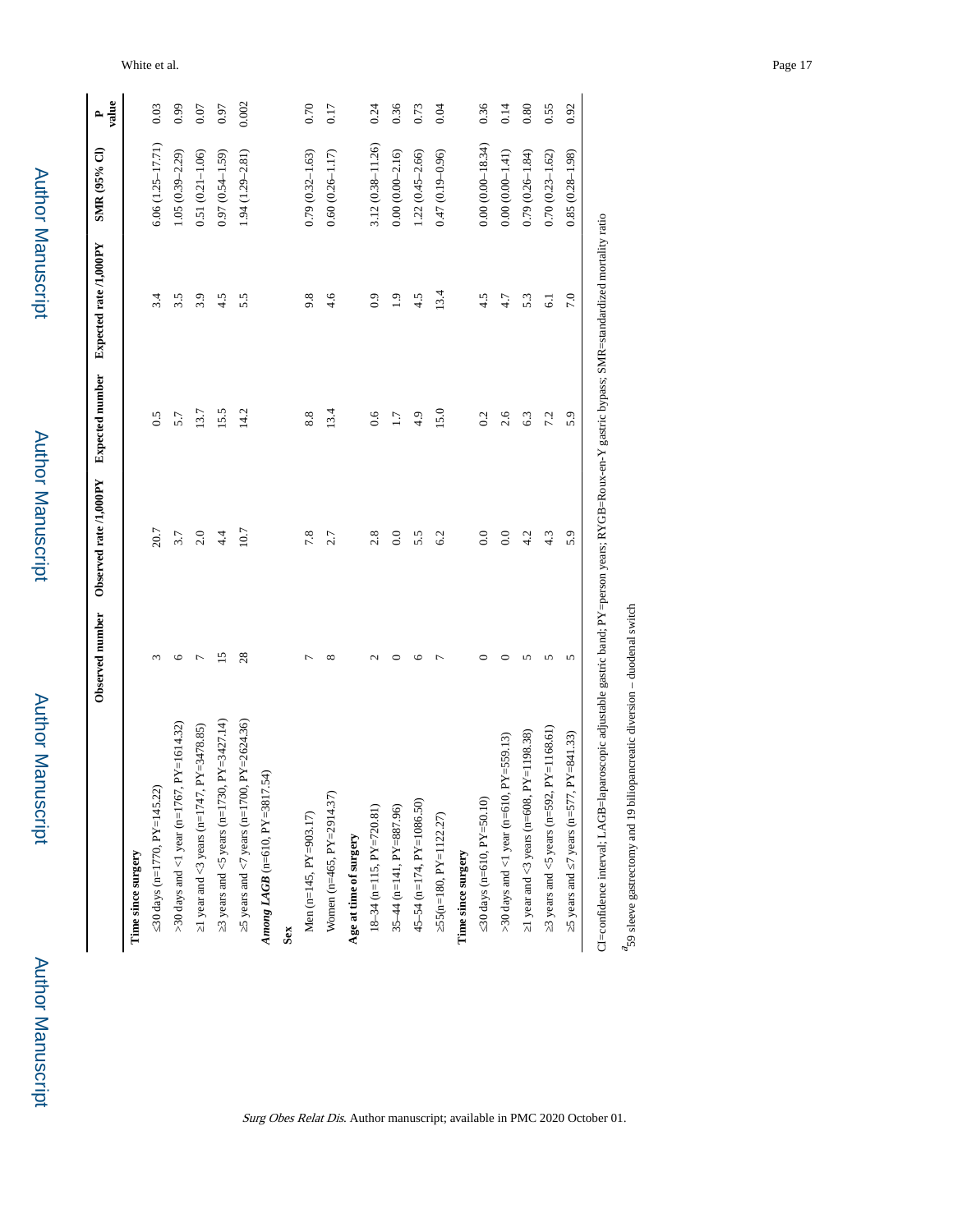| | Observed number | Observed rate /1,000PY | Expected number | Expected rate /1,000PY | SMR (95% CI) | P value |
|---|---|---|---|---|---|---|
| **Time since surgery** | | | | | | |
| ≤30 days (n=1770, PY=145.22) | 3 | 20.7 | 0.5 | 3.4 | 6.06 (1.25–17.71) | 0.03 |
| >30 days and <1 year (n=1767, PY=1614.32) | 6 | 3.7 | 5.7 | 3.5 | 1.05 (0.39–2.29) | 0.99 |
| ≥1 year and <3 years (n=1747, PY=3478.85) | 7 | 2.0 | 13.7 | 3.9 | 0.51 (0.21–1.06) | 0.07 |
| ≥3 years and <5 years (n=1730, PY=3427.14) | 15 | 4.4 | 15.5 | 4.5 | 0.97 (0.54–1.59) | 0.97 |
| ≥5 years and <7 years (n=1700, PY=2624.36) | 28 | 10.7 | 14.2 | 5.5 | 1.94 (1.29–2.81) | 0.002 |
| ***Among LAGB*** (n=610, PY=3817.54) | | | | | | |
| **Sex** | | | | | | |
| Men (n=145, PY=903.17) | 7 | 7.8 | 8.8 | 9.8 | 0.79 (0.32–1.63) | 0.70 |
| Women (n=465, PY=2914.37) | 8 | 2.7 | 13.4 | 4.6 | 0.60 (0.26–1.17) | 0.17 |
| **Age at time of surgery** | | | | | | |
| 18–34 (n=115, PY=720.81) | 2 | 2.8 | 0.6 | 0.9 | 3.12 (0.38–11.26) | 0.24 |
| 35–44 (n=141, PY=887.96) | 0 | 0.0 | 1.7 | 1.9 | 0.00 (0.00–2.16) | 0.36 |
| 45–54 (n=174, PY=1086.50) | 6 | 5.5 | 4.9 | 4.5 | 1.22 (0.45–2.66) | 0.73 |
| ≥55(n=180, PY=1122.27) | 7 | 6.2 | 15.0 | 13.4 | 0.47 (0.19–0.96) | 0.04 |
| **Time since surgery** | | | | | | |
| ≤30 days (n=610, PY=50.10) | 0 | 0.0 | 0.2 | 4.5 | 0.00 (0.00–18.34) | 0.36 |
| >30 days and <1 year (n=610, PY=559.13) | 0 | 0.0 | 2.6 | 4.7 | 0.00 (0.00–1.41) | 0.14 |
| ≥1 year and <3 years (n=608, PY=1198.38) | 5 | 4.2 | 6.3 | 5.3 | 0.79 (0.26–1.84) | 0.80 |
| ≥3 years and <5 years (n=592, PY=1168.61) | 5 | 4.3 | 7.2 | 6.1 | 0.70 (0.23–1.62) | 0.55 |
| ≥5 years and ≤7 years (n=577, PY=841.33) | 5 | 5.9 | 5.9 | 7.0 | 0.85 (0.28–1.98) | 0.92 |

CI=confidence interval; LAGB=laparoscopic adjustable gastric band; PY=person years; RYGB=Roux-en-Y gastric bypass; SMR=standardized mortality ratio

[a]59 sleeve gastrectomy and 19 biliopancreatic diversion – duodenal switch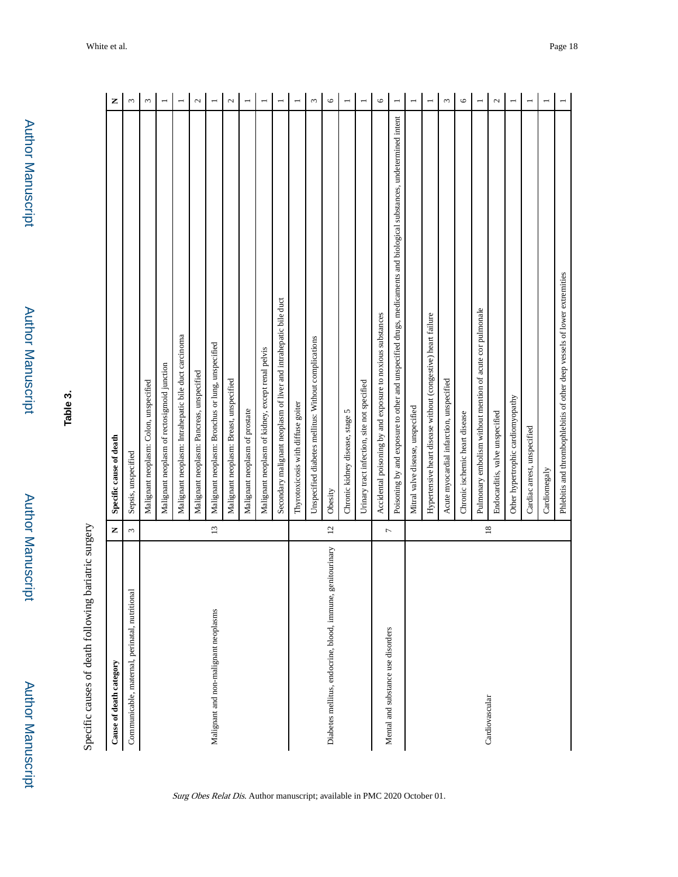**Table 3.**

Specific causes of death following bariatric surgery

| Cause of death category | N | Specific cause of death | N |
|---|---|---|---|
| Communicable, maternal, perinatal, nutritional | 3 | Sepsis, unspecified | 3 |
| Malignant and non-malignant neoplasms | 13 | Malignant neoplasm: Colon, unspecified | 3 |
| | | Malignant neoplasm of rectosigmoid junction | 1 |
| | | Malignant neoplasm: Intrahepatic bile duct carcinoma | 1 |
| | | Malignant neoplasm: Pancreas, unspecified | 2 |
| | | Malignant neoplasm: Bronchus or lung, unspecified | 1 |
| | | Malignant neoplasm: Breast, unspecified | 2 |
| | | Malignant neoplasm of prostate | 1 |
| | | Malignant neoplasm of kidney, except renal pelvis | 1 |
| | | Secondary malignant neoplasm of liver and intrahepatic bile duct | 1 |
| Diabetes mellitus, endocrine, blood, immune, genitourinary | 12 | Thyrotoxicosis with diffuse goiter | 1 |
| | | Unspecified diabetes mellitus: Without complications | 3 |
| | | Obesity | 6 |
| | | Chronic kidney disease, stage 5 | 1 |
| | | Urinary tract infection, site not specified | 1 |
| Mental and substance use disorders | 7 | Accidental poisoning by and exposure to noxious substances | 6 |
| | | Poisoning by and exposure to other and unspecified drugs, medicaments and biological substances, undetermined intent | 1 |
| Cardiovascular | 18 | Mitral valve disease, unspecified | 1 |
| | | Hypertensive heart disease without (congestive) heart failure | 1 |
| | | Acute myocardial infarction, unspecified | 3 |
| | | Chronic ischemic heart disease | 6 |
| | | Pulmonary embolism without mention of acute cor pulmonale | 1 |
| | | Endocarditis, valve unspecified | 2 |
| | | Other hypertrophic cardiomyopathy | 1 |
| | | Cardiac arrest, unspecified | 1 |
| | | Cardiomegaly | 1 |
| | | Phlebitis and thrombophlebitis of other deep vessels of lower extremities | 1 |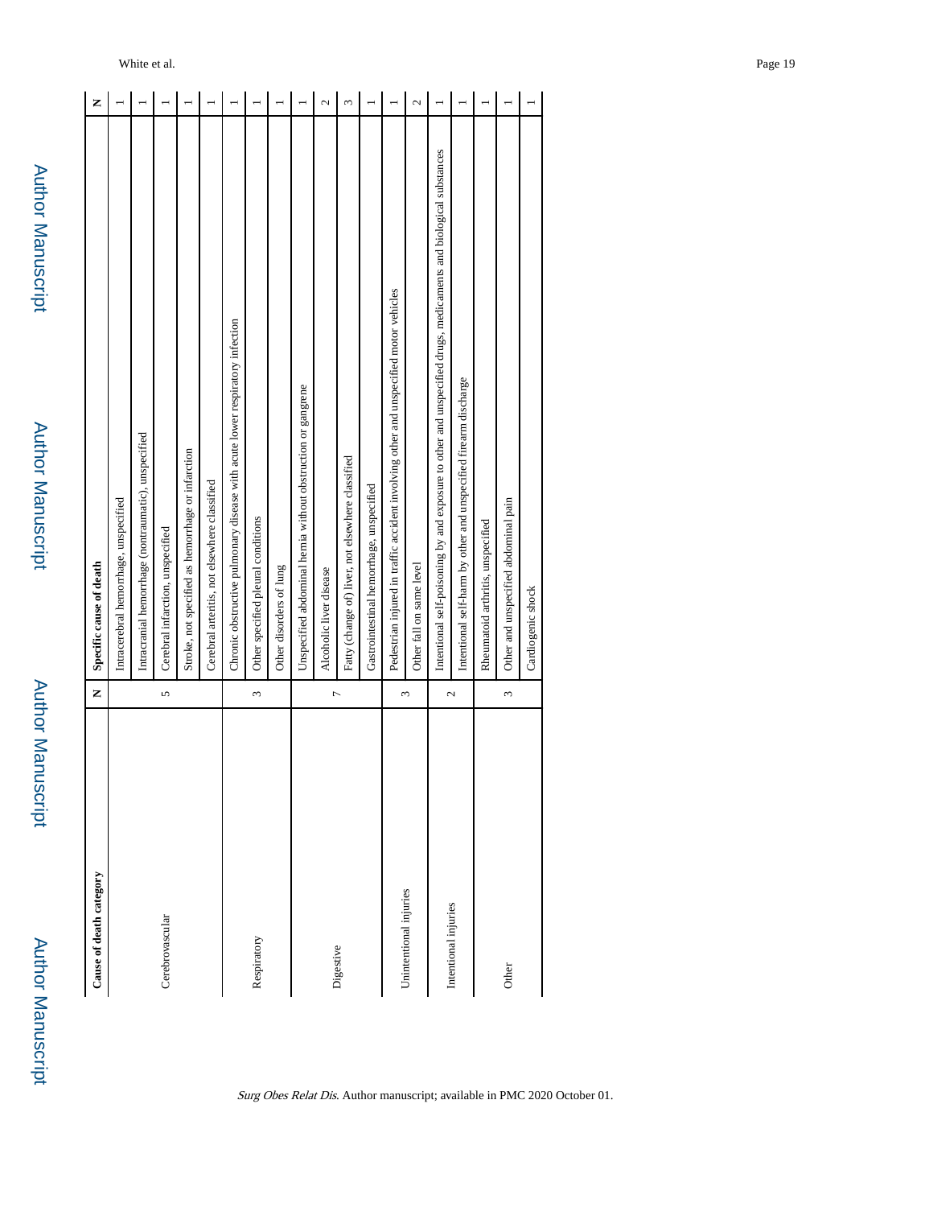| Cause of death category | N | Specific cause of death | N |
| --- | --- | --- | --- |
| Cerebrovascular | 5 | Intracerebral hemorrhage, unspecified | 1 |
| | | Intracranial hemorrhage (nontraumatic), unspecified | 1 |
| | | Cerebral infarction, unspecified | 1 |
| | | Stroke, not specified as hemorrhage or infarction | 1 |
| | | Cerebral arteritis, not elsewhere classified | 1 |
| Respiratory | 3 | Chronic obstructive pulmonary disease with acute lower respiratory infection | 1 |
| | | Other specified pleural conditions | 1 |
| | | Other disorders of lung | 1 |
| Digestive | 7 | Unspecified abdominal hernia without obstruction or gangrene | 1 |
| | | Alcoholic liver disease | 2 |
| | | Fatty (change of) liver, not elsewhere classified | 3 |
| | | Gastrointestinal hemorrhage, unspecified | 1 |
| Unintentional injuries | 3 | Pedestrian injured in traffic accident involving other and unspecified motor vehicles | 1 |
| | | Other fall on same level | 2 |
| Intentional injuries | 2 | Intentional self-poisoning by and exposure to other and unspecified drugs, medicaments and biological substances | 1 |
| | | Intentional self-harm by other and unspecified firearm discharge | 1 |
| Other | 3 | Rheumatoid arthritis, unspecified | 1 |
| | | Other and unspecified abdominal pain | 1 |
| | | Cardiogenic shock | 1 |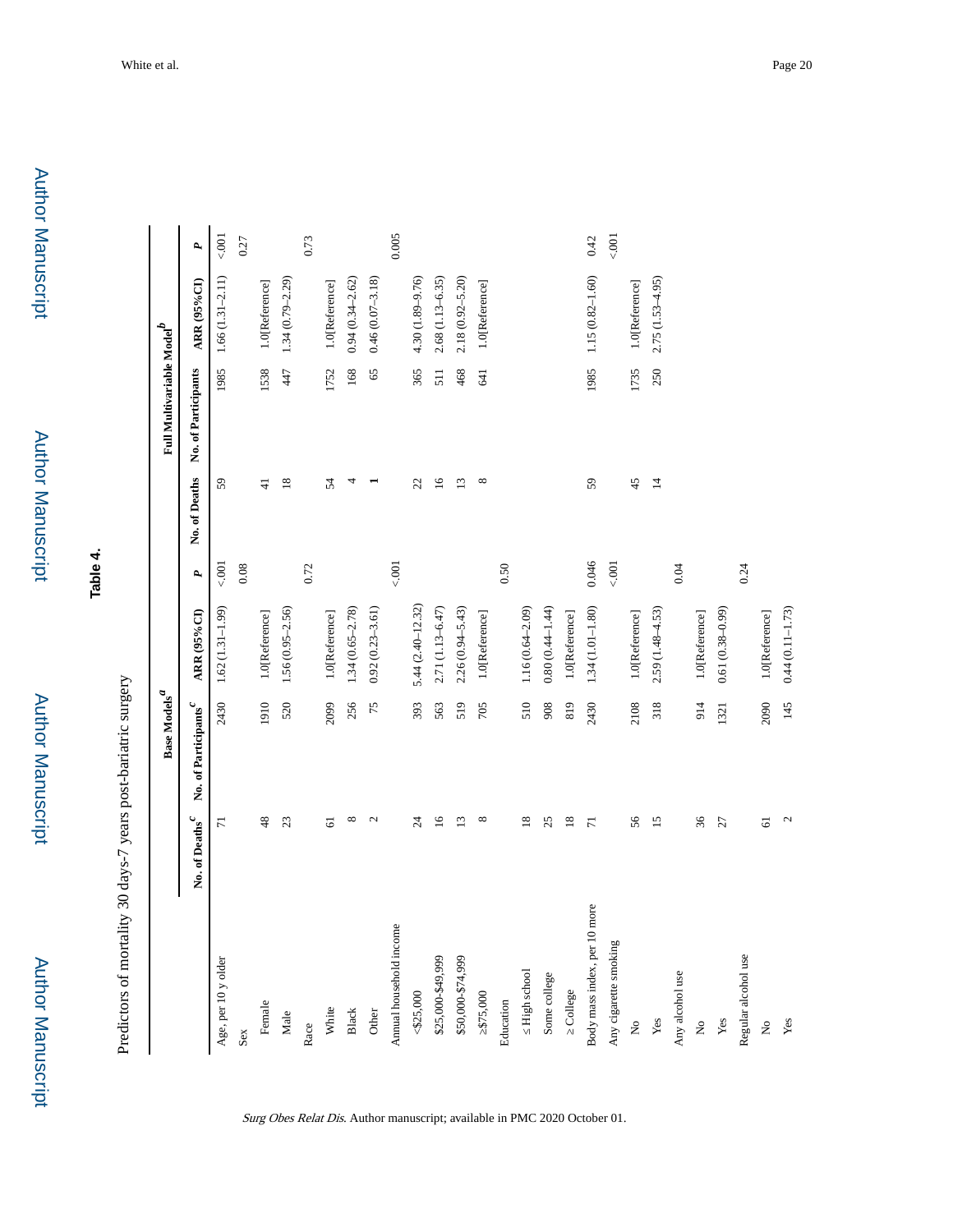**Table 4.**

Predictors of mortality 30 days-7 years post-bariatric surgery

| | Base Models[a] | | | | Full Multivariable Model[b] | | | |
|---|---|---|---|---|---|---|---|---|
| | No. of Deaths[c] | No. of Participants[c] | ARR (95% CI) | P | No. of Deaths | No. of Participants | ARR (95%CI) | P |
| Age, per 10 y older | 71 | 2430 | 1.62 (1.31–1.99) | <.001 | 59 | 1985 | 1.66 (1.31–2.11) | <.001 |
| Sex | | | | 0.08 | | | | 0.27 |
| Female | 48 | 1910 | 1.0[Reference] | | 41 | 1538 | 1.0[Reference] | |
| Male | 23 | 520 | 1.56 (0.95–2.56) | | 18 | 447 | 1.34 (0.79–2.29) | |
| Race | | | | 0.72 | | | | 0.73 |
| White | 61 | 2099 | 1.0[Reference] | | 54 | 1752 | 1.0[Reference] | |
| Black | 8 | 256 | 1.34 (0.65–2.78) | | 4 | 168 | 0.94 (0.34–2.62) | |
| Other | 2 | 75 | 0.92 (0.23–3.61) | | 1 | 65 | 0.46 (0.07–3.18) | |
| Annual household income | | | | <.001 | | | | 0.005 |
| <$25,000 | 24 | 393 | 5.44 (2.40–12.32) | | 22 | 365 | 4.30 (1.89–9.76) | |
| $25,000-$49,999 | 16 | 563 | 2.71 (1.13–6.47) | | 16 | 511 | 2.68 (1.13–6.35) | |
| $50,000-$74,999 | 13 | 519 | 2.26 (0.94–5.43) | | 13 | 468 | 2.18 (0.92–5.20) | |
| ≥$75,000 | 8 | 705 | 1.0[Reference] | | 8 | 641 | 1.0[Reference] | |
| Education | | | | 0.50 | | | | |
| ≤ High school | 18 | 510 | 1.16 (0.64–2.09) | | | | | |
| Some college | 25 | 908 | 0.80 (0.44–1.44) | | | | | |
| ≥ College | 18 | 819 | 1.0[Reference] | | | | | |
| Body mass index, per 10 more | 71 | 2430 | 1.34 (1.01–1.80) | 0.046 | 59 | 1985 | 1.15 (0.82–1.60) | 0.42 |
| Any cigarette smoking | | | | <.001 | | | | <.001 |
| No | 56 | 2108 | 1.0[Reference] | | 45 | 1735 | 1.0[Reference] | |
| Yes | 15 | 318 | 2.59 (1.48–4.53) | | 14 | 250 | 2.75 (1.53–4.95) | |
| Any alcohol use | | | | 0.04 | | | | |
| No | 36 | 914 | 1.0[Reference] | | | | | |
| Yes | 27 | 1321 | 0.61 (0.38–0.99) | | | | | |
| Regular alcohol use | | | | 0.24 | | | | |
| No | 61 | 2090 | 1.0[Reference] | | | | | |
| Yes | 2 | 145 | 0.44 (0.11–1.73) | | | | | |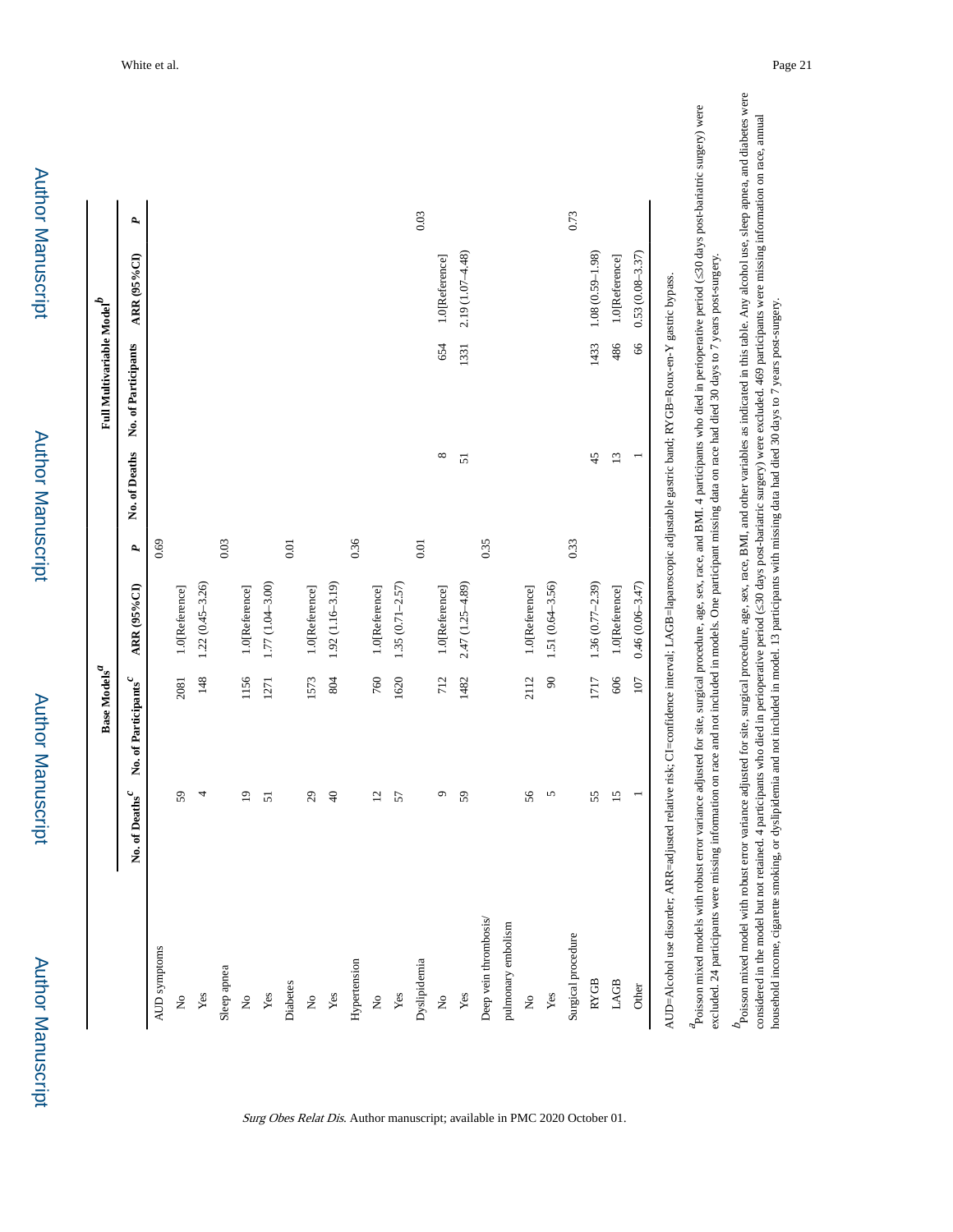|  | Base Models[a] |  |  |  | Full Multivariable Model[b] |  |  |  |
|---|---|---|---|---|---|---|---|---|
|  | No. of Deaths[c] | No. of Participants[c] | ARR (95%CI) | P | No. of Deaths | No. of Participants | ARR (95%CI) | P |
| AUD symptoms |  |  |  | 0.69 |  |  |  |  |
| No | 59 | 2081 | 1.0[Reference] |  |  |  |  |  |
| Yes | 4 | 148 | 1.22 (0.45–3.26) |  |  |  |  |  |
| Sleep apnea |  |  |  | 0.03 |  |  |  |  |
| No | 19 | 1156 | 1.0[Reference] |  |  |  |  |  |
| Yes | 51 | 1271 | 1.77 (1.04–3.00) |  |  |  |  |  |
| Diabetes |  |  |  | 0.01 |  |  |  |  |
| No | 29 | 1573 | 1.0[Reference] |  |  |  |  |  |
| Yes | 40 | 804 | 1.92 (1.16–3.19) |  |  |  |  |  |
| Hypertension |  |  |  | 0.36 |  |  |  |  |
| No | 12 | 760 | 1.0[Reference] |  |  |  |  |  |
| Yes | 57 | 1620 | 1.35 (0.71–2.57) |  |  |  |  |  |
| Dyslipidemia |  |  |  | 0.01 |  |  |  | 0.03 |
| No | 9 | 712 | 1.0[Reference] |  | 8 | 654 | 1.0[Reference] |  |
| Yes | 59 | 1482 | 2.47 (1.25–4.89) |  | 51 | 1331 | 2.19 (1.07–4.48) |  |
| Deep vein thrombosis/ pulmonary embolism |  |  |  | 0.35 |  |  |  |  |
| No | 56 | 2112 | 1.0[Reference] |  |  |  |  |  |
| Yes | 5 | 90 | 1.51 (0.64–3.56) |  |  |  |  |  |
| Surgical procedure |  |  |  | 0.33 |  |  |  | 0.73 |
| RYGB | 55 | 1717 | 1.36 (0.77–2.39) |  | 45 | 1433 | 1.08 (0.59–1.98) |  |
| LAGB | 15 | 606 | 1.0[Reference] |  | 13 | 486 | 1.0[Reference] |  |
| Other | 1 | 107 | 0.46 (0.06–3.47) |  | 1 | 66 | 0.53 (0.08–3.37) |  |

AUD=Alcohol use disorder; ARR=adjusted relative risk; CI=confidence interval; LAGB=laparoscopic adjustable gastric band; RYGB=Roux-en-Y gastric bypass.

[a]Poisson mixed models with robust error variance adjusted for site, surgical procedure, age, sex, race, and BMI. 4 participants who died in perioperative period (≤30 days post-bariatric surgery) were excluded. 24 participants were missing information on race and not included in models. One participant missing data on race had died 30 days to 7 years post-surgery.

[b]Poisson mixed model with robust error variance adjusted for site, surgical procedure, age, sex, race, BMI, and other variables as indicated in this table. Any alcohol use, sleep apnea, and diabetes were considered in the model but not retained. 4 participants who died in perioperative period (≤30 days post-bariatric surgery) were excluded. 469 participants were missing information on race, annual household income, cigarette smoking, or dyslipidemia and not included in model. 13 participants with missing data had died 30 days to 7 years post-surgery.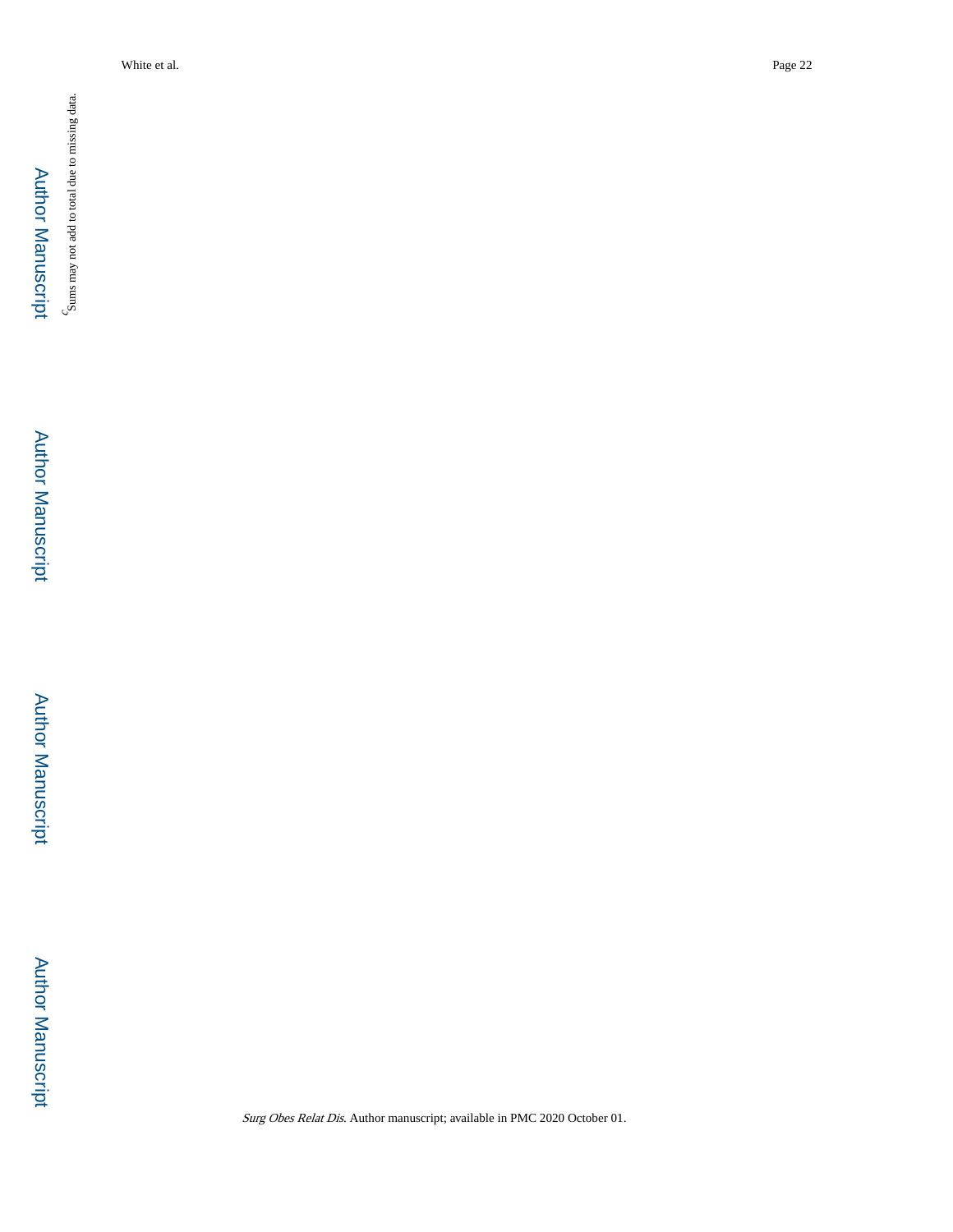[c] Sums may not add to total due to missing data.